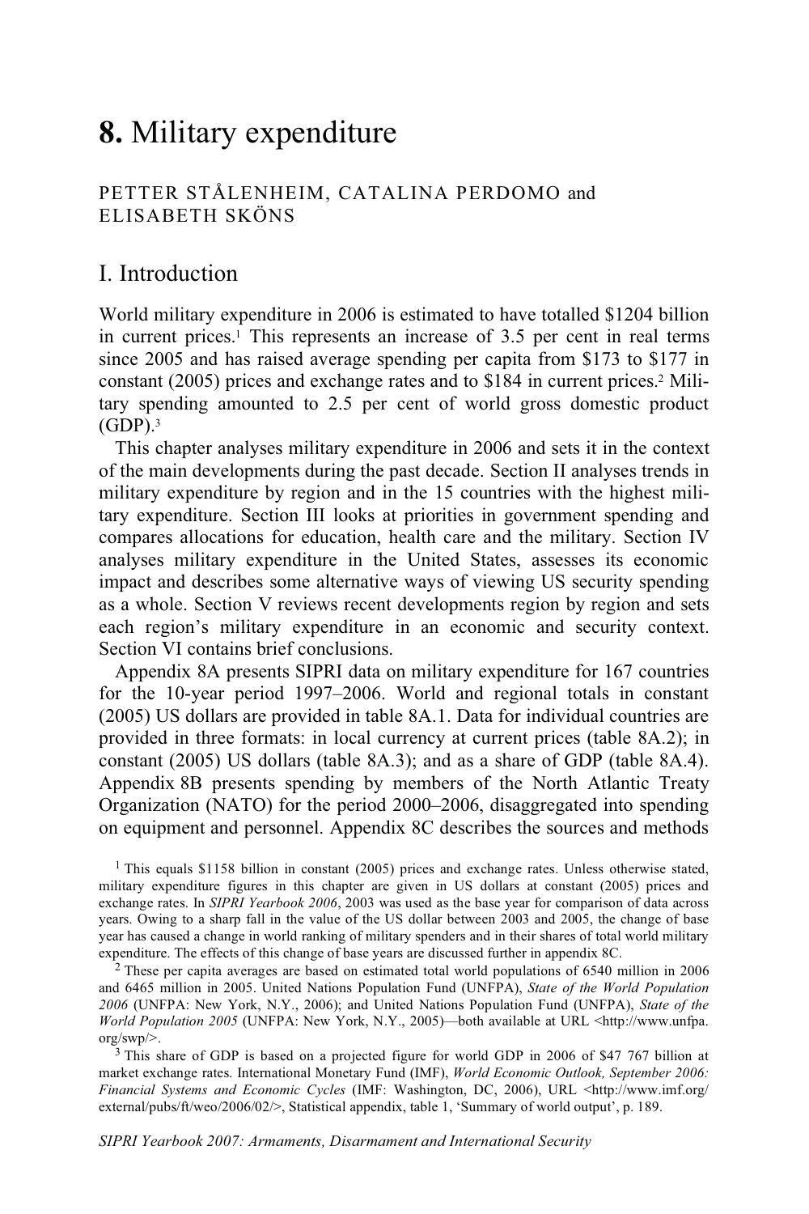# 8. Military expenditure

PETTER STÅLENHEIM, CATALINA PERDOMO and ELISABETH SKÖNS

## I. Introduction

World military expenditure in 2006 is estimated to have totalled $1204 billion in current prices.[1] This represents an increase of 3.5 per cent in real terms since 2005 and has raised average spending per capita from $173 to $177 in constant (2005) prices and exchange rates and to $184 in current prices.[2] Military spending amounted to 2.5 per cent of world gross domestic product (GDP).[3]

This chapter analyses military expenditure in 2006 and sets it in the context of the main developments during the past decade. Section II analyses trends in military expenditure by region and in the 15 countries with the highest military expenditure. Section III looks at priorities in government spending and compares allocations for education, health care and the military. Section IV analyses military expenditure in the United States, assesses its economic impact and describes some alternative ways of viewing US security spending as a whole. Section V reviews recent developments region by region and sets each region's military expenditure in an economic and security context. Section VI contains brief conclusions.

Appendix 8A presents SIPRI data on military expenditure for 167 countries for the 10-year period 1997–2006. World and regional totals in constant (2005) US dollars are provided in table 8A.1. Data for individual countries are provided in three formats: in local currency at current prices (table 8A.2); in constant (2005) US dollars (table 8A.3); and as a share of GDP (table 8A.4). Appendix 8B presents spending by members of the North Atlantic Treaty Organization (NATO) for the period 2000–2006, disaggregated into spending on equipment and personnel. Appendix 8C describes the sources and methods

[1] This equals $1158 billion in constant (2005) prices and exchange rates. Unless otherwise stated, military expenditure figures in this chapter are given in US dollars at constant (2005) prices and exchange rates. In *SIPRI Yearbook 2006*, 2003 was used as the base year for comparison of data across years. Owing to a sharp fall in the value of the US dollar between 2003 and 2005, the change of base year has caused a change in world ranking of military spenders and in their shares of total world military expenditure. The effects of this change of base years are discussed further in appendix 8C.

[2] These per capita averages are based on estimated total world populations of 6540 million in 2006 and 6465 million in 2005. United Nations Population Fund (UNFPA), *State of the World Population 2006* (UNFPA: New York, N.Y., 2006); and United Nations Population Fund (UNFPA), *State of the World Population 2005* (UNFPA: New York, N.Y., 2005)—both available at URL <http://www.unfpa.org/swp/>.

[3] This share of GDP is based on a projected figure for world GDP in 2006 of $47 767 billion at market exchange rates. International Monetary Fund (IMF), *World Economic Outlook, September 2006: Financial Systems and Economic Cycles* (IMF: Washington, DC, 2006), URL <http://www.imf.org/external/pubs/ft/weo/2006/02/>, Statistical appendix, table 1, 'Summary of world output', p. 189.

*SIPRI Yearbook 2007: Armaments, Disarmament and International Security*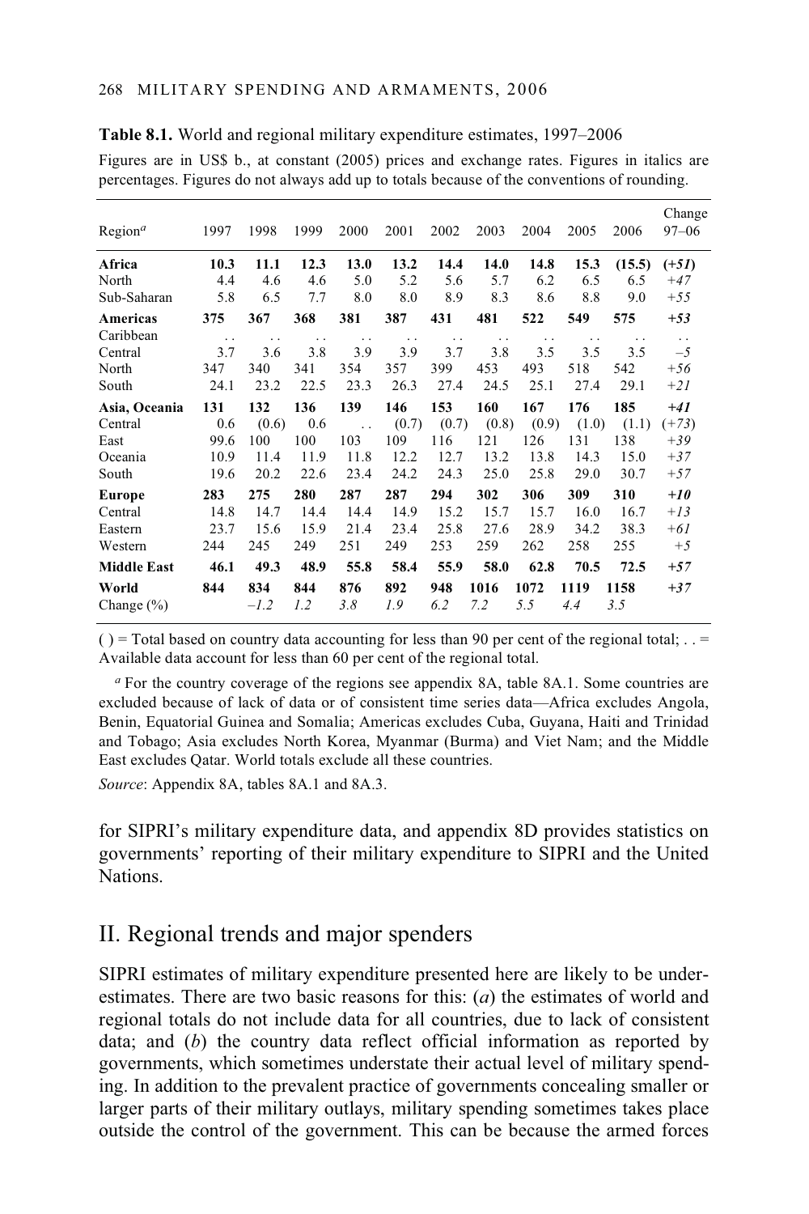**Table 8.1.** World and regional military expenditure estimates, 1997–2006

Figures are in US$ b., at constant (2005) prices and exchange rates. Figures in italics are percentages. Figures do not always add up to totals because of the conventions of rounding.

| Region[a] | 1997 | 1998 | 1999 | 2000 | 2001 | 2002 | 2003 | 2004 | 2005 | 2006 | Change 97–06 |
|---|---|---|---|---|---|---|---|---|---|---|---|
| **Africa** | **10.3** | **11.1** | **12.3** | **13.0** | **13.2** | **14.4** | **14.0** | **14.8** | **15.3** | **(15.5)** | ***(+51)*** |
| North | 4.4 | 4.6 | 4.6 | 5.0 | 5.2 | 5.6 | 5.7 | 6.2 | 6.5 | 6.5 | *+47* |
| Sub-Saharan | 5.8 | 6.5 | 7.7 | 8.0 | 8.0 | 8.9 | 8.3 | 8.6 | 8.8 | 9.0 | *+55* |
| **Americas** | **375** | **367** | **368** | **381** | **387** | **431** | **481** | **522** | **549** | **575** | ***+53*** |
| Caribbean | . . | . . | . . | . . | . . | . . | . . | . . | . . | . . | . . |
| Central | 3.7 | 3.6 | 3.8 | 3.9 | 3.9 | 3.7 | 3.8 | 3.5 | 3.5 | 3.5 | *–5* |
| North | 347 | 340 | 341 | 354 | 357 | 399 | 453 | 493 | 518 | 542 | *+56* |
| South | 24.1 | 23.2 | 22.5 | 23.3 | 26.3 | 27.4 | 24.5 | 25.1 | 27.4 | 29.1 | *+21* |
| **Asia, Oceania** | **131** | **132** | **136** | **139** | **146** | **153** | **160** | **167** | **176** | **185** | ***+41*** |
| Central | 0.6 | (0.6) | 0.6 | . . | (0.7) | (0.7) | (0.8) | (0.9) | (1.0) | (1.1) | *(+73)* |
| East | 99.6 | 100 | 100 | 103 | 109 | 116 | 121 | 126 | 131 | 138 | *+39* |
| Oceania | 10.9 | 11.4 | 11.9 | 11.8 | 12.2 | 12.7 | 13.2 | 13.8 | 14.3 | 15.0 | *+37* |
| South | 19.6 | 20.2 | 22.6 | 23.4 | 24.2 | 24.3 | 25.0 | 25.8 | 29.0 | 30.7 | *+57* |
| **Europe** | **283** | **275** | **280** | **287** | **287** | **294** | **302** | **306** | **309** | **310** | ***+10*** |
| Central | 14.8 | 14.7 | 14.4 | 14.4 | 14.9 | 15.2 | 15.7 | 15.7 | 16.0 | 16.7 | *+13* |
| Eastern | 23.7 | 15.6 | 15.9 | 21.4 | 23.4 | 25.8 | 27.6 | 28.9 | 34.2 | 38.3 | *+61* |
| Western | 244 | 245 | 249 | 251 | 249 | 253 | 259 | 262 | 258 | 255 | *+5* |
| **Middle East** | **46.1** | **49.3** | **48.9** | **55.8** | **58.4** | **55.9** | **58.0** | **62.8** | **70.5** | **72.5** | ***+57*** |
| **World** | **844** | **834** | **844** | **876** | **892** | **948** | **1016** | **1072** | **1119** | **1158** | ***+37*** |
| Change (%) | | *–1.2* | *1.2* | *3.8* | *1.9* | *6.2* | *7.2* | *5.5* | *4.4* | *3.5* | |

( ) = Total based on country data accounting for less than 90 per cent of the regional total; . . = Available data account for less than 60 per cent of the regional total.

[a] For the country coverage of the regions see appendix 8A, table 8A.1. Some countries are excluded because of lack of data or of consistent time series data—Africa excludes Angola, Benin, Equatorial Guinea and Somalia; Americas excludes Cuba, Guyana, Haiti and Trinidad and Tobago; Asia excludes North Korea, Myanmar (Burma) and Viet Nam; and the Middle East excludes Qatar. World totals exclude all these countries.

*Source*: Appendix 8A, tables 8A.1 and 8A.3.

for SIPRI's military expenditure data, and appendix 8D provides statistics on governments' reporting of their military expenditure to SIPRI and the United Nations.

## II. Regional trends and major spenders

SIPRI estimates of military expenditure presented here are likely to be underestimates. There are two basic reasons for this: (*a*) the estimates of world and regional totals do not include data for all countries, due to lack of consistent data; and (*b*) the country data reflect official information as reported by governments, which sometimes understate their actual level of military spending. In addition to the prevalent practice of governments concealing smaller or larger parts of their military outlays, military spending sometimes takes place outside the control of the government. This can be because the armed forces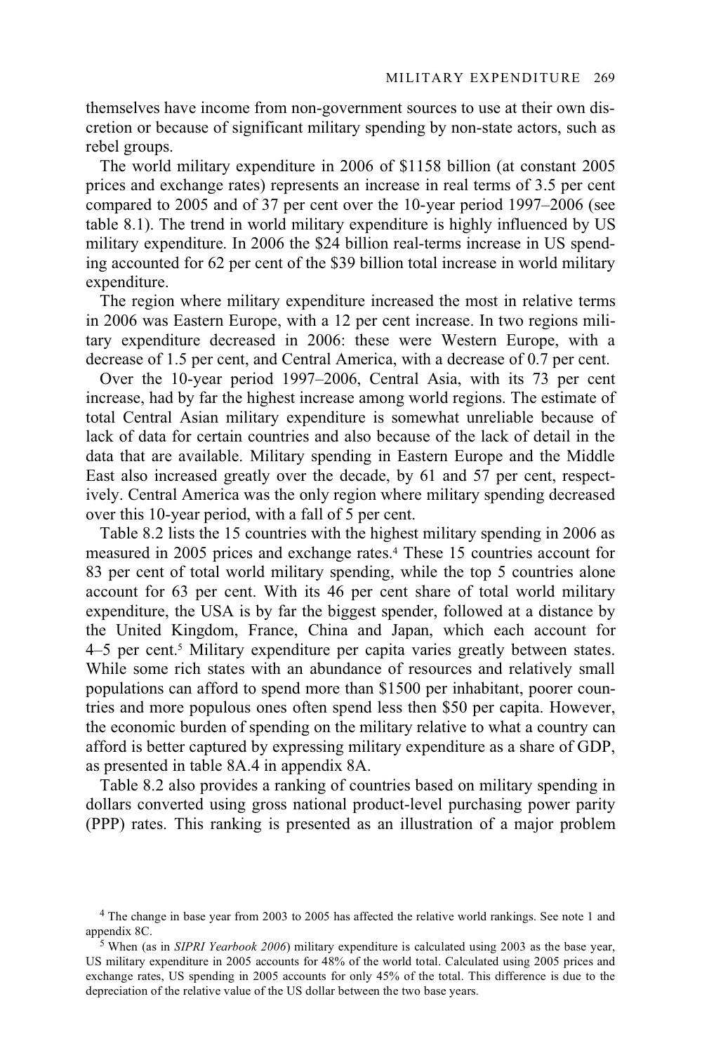themselves have income from non-government sources to use at their own discretion or because of significant military spending by non-state actors, such as rebel groups.

The world military expenditure in 2006 of $1158 billion (at constant 2005 prices and exchange rates) represents an increase in real terms of 3.5 per cent compared to 2005 and of 37 per cent over the 10-year period 1997–2006 (see table 8.1). The trend in world military expenditure is highly influenced by US military expenditure. In 2006 the $24 billion real-terms increase in US spending accounted for 62 per cent of the $39 billion total increase in world military expenditure.

The region where military expenditure increased the most in relative terms in 2006 was Eastern Europe, with a 12 per cent increase. In two regions military expenditure decreased in 2006: these were Western Europe, with a decrease of 1.5 per cent, and Central America, with a decrease of 0.7 per cent.

Over the 10-year period 1997–2006, Central Asia, with its 73 per cent increase, had by far the highest increase among world regions. The estimate of total Central Asian military expenditure is somewhat unreliable because of lack of data for certain countries and also because of the lack of detail in the data that are available. Military spending in Eastern Europe and the Middle East also increased greatly over the decade, by 61 and 57 per cent, respectively. Central America was the only region where military spending decreased over this 10-year period, with a fall of 5 per cent.

Table 8.2 lists the 15 countries with the highest military spending in 2006 as measured in 2005 prices and exchange rates.[4] These 15 countries account for 83 per cent of total world military spending, while the top 5 countries alone account for 63 per cent. With its 46 per cent share of total world military expenditure, the USA is by far the biggest spender, followed at a distance by the United Kingdom, France, China and Japan, which each account for 4–5 per cent.[5] Military expenditure per capita varies greatly between states. While some rich states with an abundance of resources and relatively small populations can afford to spend more than $1500 per inhabitant, poorer countries and more populous ones often spend less then $50 per capita. However, the economic burden of spending on the military relative to what a country can afford is better captured by expressing military expenditure as a share of GDP, as presented in table 8A.4 in appendix 8A.

Table 8.2 also provides a ranking of countries based on military spending in dollars converted using gross national product-level purchasing power parity (PPP) rates. This ranking is presented as an illustration of a major problem

[4] The change in base year from 2003 to 2005 has affected the relative world rankings. See note 1 and appendix 8C.

[5] When (as in *SIPRI Yearbook 2006*) military expenditure is calculated using 2003 as the base year, US military expenditure in 2005 accounts for 48% of the world total. Calculated using 2005 prices and exchange rates, US spending in 2005 accounts for only 45% of the total. This difference is due to the depreciation of the relative value of the US dollar between the two base years.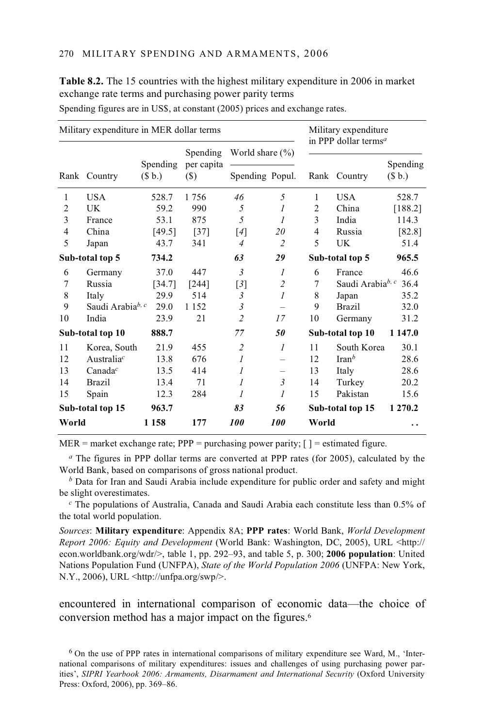**Table 8.2.** The 15 countries with the highest military expenditure in 2006 in market exchange rate terms and purchasing power parity terms

Spending figures are in US$, at constant (2005) prices and exchange rates.

| Military expenditure in MER dollar terms | | | | | | Military expenditure in PPP dollar terms[a] | | |
|---|---|---|---|---|---|---|---|---|
| | | | Spending per capita | World share (%) | | | | |
| Rank | Country | Spending ($ b.) | ($) | Spending | Popul. | Rank | Country | Spending ($ b.) |
| 1 | USA | 528.7 | 1 756 | *46* | *5* | 1 | USA | 528.7 |
| 2 | UK | 59.2 | 990 | *5* | *1* | 2 | China | [188.2] |
| 3 | France | 53.1 | 875 | *5* | *1* | 3 | India | 114.3 |
| 4 | China | [49.5] | [37] | [*4*] | *20* | 4 | Russia | [82.8] |
| 5 | Japan | 43.7 | 341 | *4* | *2* | 5 | UK | 51.4 |
| **Sub-total top 5** | | **734.2** | | ***63*** | ***29*** | **Sub-total top 5** | | **965.5** |
| 6 | Germany | 37.0 | 447 | *3* | *1* | 6 | France | 46.6 |
| 7 | Russia | [34.7] | [244] | [*3*] | *2* | 7 | Saudi Arabia[b, c] | 36.4 |
| 8 | Italy | 29.9 | 514 | *3* | *1* | 8 | Japan | 35.2 |
| 9 | Saudi Arabia[b, c] | 29.0 | 1 152 | *3* | – | 9 | Brazil | 32.0 |
| 10 | India | 23.9 | 21 | *2* | *17* | 10 | Germany | 31.2 |
| **Sub-total top 10** | | **888.7** | | ***77*** | ***50*** | **Sub-total top 10** | | **1 147.0** |
| 11 | Korea, South | 21.9 | 455 | *2* | *1* | 11 | South Korea | 30.1 |
| 12 | Australia[c] | 13.8 | 676 | *1* | – | 12 | Iran[b] | 28.6 |
| 13 | Canada[c] | 13.5 | 414 | *1* | – | 13 | Italy | 28.6 |
| 14 | Brazil | 13.4 | 71 | *1* | *3* | 14 | Turkey | 20.2 |
| 15 | Spain | 12.3 | 284 | *1* | *1* | 15 | Pakistan | 15.6 |
| **Sub-total top 15** | | **963.7** | | ***83*** | ***56*** | **Sub-total top 15** | | **1 270.2** |
| **World** | | **1 158** | **177** | ***100*** | ***100*** | **World** | | **. .** |

MER = market exchange rate; PPP = purchasing power parity; [ ] = estimated figure.

[a] The figures in PPP dollar terms are converted at PPP rates (for 2005), calculated by the World Bank, based on comparisons of gross national product.

[b] Data for Iran and Saudi Arabia include expenditure for public order and safety and might be slight overestimates.

[c] The populations of Australia, Canada and Saudi Arabia each constitute less than 0.5% of the total world population.

*Sources*: **Military expenditure**: Appendix 8A; **PPP rates**: World Bank, *World Development Report 2006: Equity and Development* (World Bank: Washington, DC, 2005), URL <http://econ.worldbank.org/wdr/>, table 1, pp. 292–93, and table 5, p. 300; **2006 population**: United Nations Population Fund (UNFPA), *State of the World Population 2006* (UNFPA: New York, N.Y., 2006), URL <http://unfpa.org/swp/>.

encountered in international comparison of economic data—the choice of conversion method has a major impact on the figures.[6]

[6] On the use of PPP rates in international comparisons of military expenditure see Ward, M., 'International comparisons of military expenditures: issues and challenges of using purchasing power parities', *SIPRI Yearbook 2006: Armaments, Disarmament and International Security* (Oxford University Press: Oxford, 2006), pp. 369–86.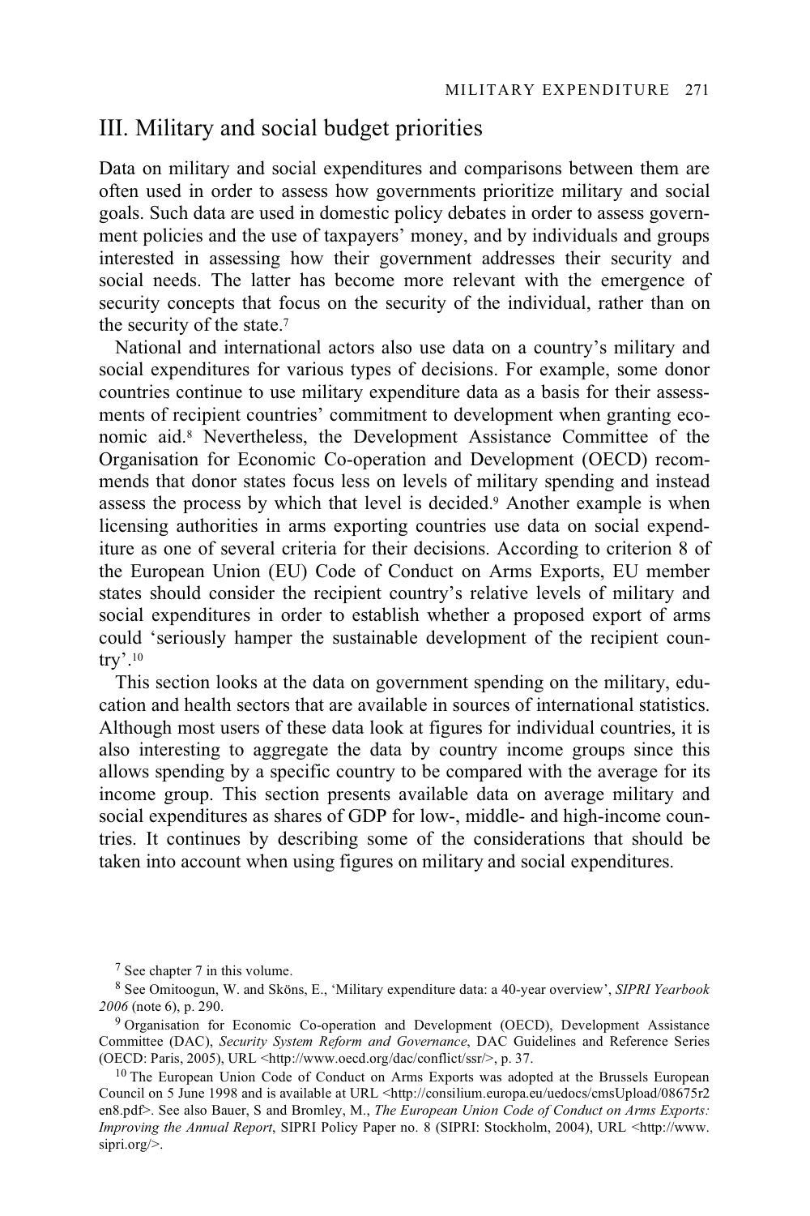## III. Military and social budget priorities

Data on military and social expenditures and comparisons between them are often used in order to assess how governments prioritize military and social goals. Such data are used in domestic policy debates in order to assess government policies and the use of taxpayers' money, and by individuals and groups interested in assessing how their government addresses their security and social needs. The latter has become more relevant with the emergence of security concepts that focus on the security of the individual, rather than on the security of the state.[7]

National and international actors also use data on a country's military and social expenditures for various types of decisions. For example, some donor countries continue to use military expenditure data as a basis for their assessments of recipient countries' commitment to development when granting economic aid.[8] Nevertheless, the Development Assistance Committee of the Organisation for Economic Co-operation and Development (OECD) recommends that donor states focus less on levels of military spending and instead assess the process by which that level is decided.[9] Another example is when licensing authorities in arms exporting countries use data on social expenditure as one of several criteria for their decisions. According to criterion 8 of the European Union (EU) Code of Conduct on Arms Exports, EU member states should consider the recipient country's relative levels of military and social expenditures in order to establish whether a proposed export of arms could 'seriously hamper the sustainable development of the recipient country'.[10]

This section looks at the data on government spending on the military, education and health sectors that are available in sources of international statistics. Although most users of these data look at figures for individual countries, it is also interesting to aggregate the data by country income groups since this allows spending by a specific country to be compared with the average for its income group. This section presents available data on average military and social expenditures as shares of GDP for low-, middle- and high-income countries. It continues by describing some of the considerations that should be taken into account when using figures on military and social expenditures.

---

[7] See chapter 7 in this volume.

[8] See Omitoogun, W. and Sköns, E., 'Military expenditure data: a 40-year overview', *SIPRI Yearbook 2006* (note 6), p. 290.

[9] Organisation for Economic Co-operation and Development (OECD), Development Assistance Committee (DAC), *Security System Reform and Governance*, DAC Guidelines and Reference Series (OECD: Paris, 2005), URL <http://www.oecd.org/dac/conflict/ssr/>, p. 37.

[10] The European Union Code of Conduct on Arms Exports was adopted at the Brussels European Council on 5 June 1998 and is available at URL <http://consilium.europa.eu/uedocs/cmsUpload/08675r2en8.pdf>. See also Bauer, S and Bromley, M., *The European Union Code of Conduct on Arms Exports: Improving the Annual Report*, SIPRI Policy Paper no. 8 (SIPRI: Stockholm, 2004), URL <http://www.sipri.org/>.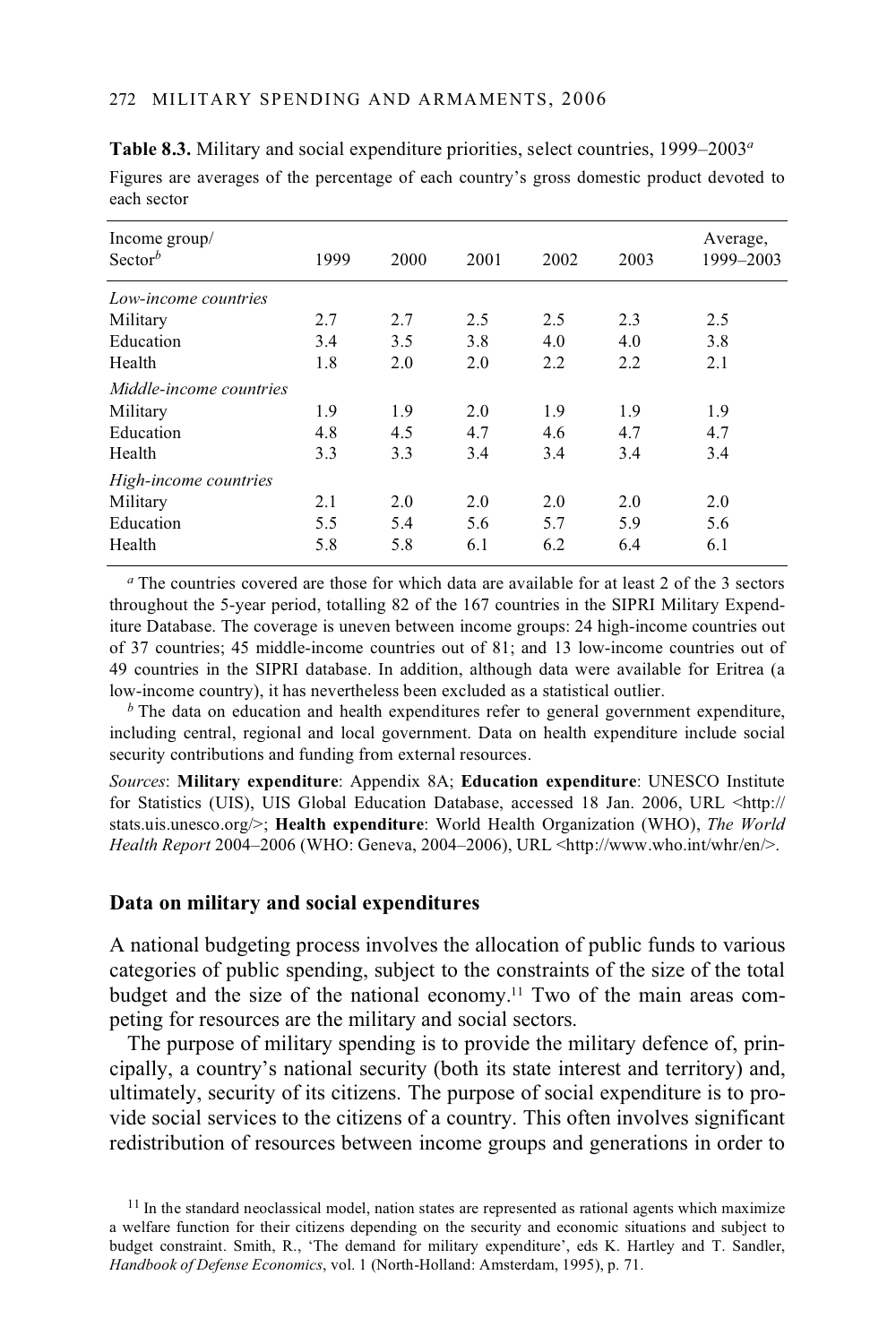**Table 8.3.** Military and social expenditure priorities, select countries, 1999–2003[a]

Figures are averages of the percentage of each country's gross domestic product devoted to each sector

| Income group/ Sector[b] | 1999 | 2000 | 2001 | 2002 | 2003 | Average, 1999–2003 |
|---|---|---|---|---|---|---|
| *Low-income countries* | | | | | | |
| Military | 2.7 | 2.7 | 2.5 | 2.5 | 2.3 | 2.5 |
| Education | 3.4 | 3.5 | 3.8 | 4.0 | 4.0 | 3.8 |
| Health | 1.8 | 2.0 | 2.0 | 2.2 | 2.2 | 2.1 |
| *Middle-income countries* | | | | | | |
| Military | 1.9 | 1.9 | 2.0 | 1.9 | 1.9 | 1.9 |
| Education | 4.8 | 4.5 | 4.7 | 4.6 | 4.7 | 4.7 |
| Health | 3.3 | 3.3 | 3.4 | 3.4 | 3.4 | 3.4 |
| *High-income countries* | | | | | | |
| Military | 2.1 | 2.0 | 2.0 | 2.0 | 2.0 | 2.0 |
| Education | 5.5 | 5.4 | 5.6 | 5.7 | 5.9 | 5.6 |
| Health | 5.8 | 5.8 | 6.1 | 6.2 | 6.4 | 6.1 |

[a] The countries covered are those for which data are available for at least 2 of the 3 sectors throughout the 5-year period, totalling 82 of the 167 countries in the SIPRI Military Expenditure Database. The coverage is uneven between income groups: 24 high-income countries out of 37 countries; 45 middle-income countries out of 81; and 13 low-income countries out of 49 countries in the SIPRI database. In addition, although data were available for Eritrea (a low-income country), it has nevertheless been excluded as a statistical outlier.

[b] The data on education and health expenditures refer to general government expenditure, including central, regional and local government. Data on health expenditure include social security contributions and funding from external resources.

*Sources*: **Military expenditure**: Appendix 8A; **Education expenditure**: UNESCO Institute for Statistics (UIS), UIS Global Education Database, accessed 18 Jan. 2006, URL <http://stats.uis.unesco.org/>; **Health expenditure**: World Health Organization (WHO), *The World Health Report* 2004–2006 (WHO: Geneva, 2004–2006), URL <http://www.who.int/whr/en/>.

### Data on military and social expenditures

A national budgeting process involves the allocation of public funds to various categories of public spending, subject to the constraints of the size of the total budget and the size of the national economy.[11] Two of the main areas competing for resources are the military and social sectors.

The purpose of military spending is to provide the military defence of, principally, a country's national security (both its state interest and territory) and, ultimately, security of its citizens. The purpose of social expenditure is to provide social services to the citizens of a country. This often involves significant redistribution of resources between income groups and generations in order to

[11] In the standard neoclassical model, nation states are represented as rational agents which maximize a welfare function for their citizens depending on the security and economic situations and subject to budget constraint. Smith, R., 'The demand for military expenditure', eds K. Hartley and T. Sandler, *Handbook of Defense Economics*, vol. 1 (North-Holland: Amsterdam, 1995), p. 71.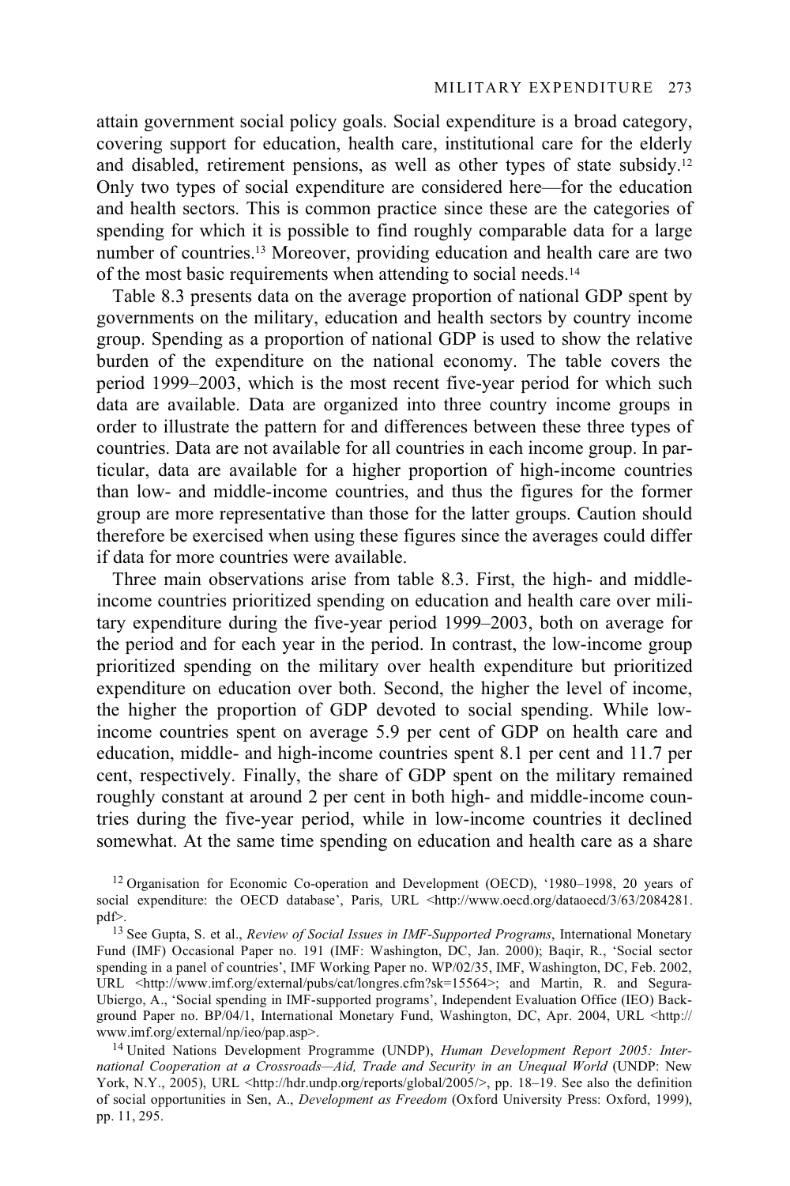attain government social policy goals. Social expenditure is a broad category, covering support for education, health care, institutional care for the elderly and disabled, retirement pensions, as well as other types of state subsidy.[12] Only two types of social expenditure are considered here—for the education and health sectors. This is common practice since these are the categories of spending for which it is possible to find roughly comparable data for a large number of countries.[13] Moreover, providing education and health care are two of the most basic requirements when attending to social needs.[14]

Table 8.3 presents data on the average proportion of national GDP spent by governments on the military, education and health sectors by country income group. Spending as a proportion of national GDP is used to show the relative burden of the expenditure on the national economy. The table covers the period 1999–2003, which is the most recent five-year period for which such data are available. Data are organized into three country income groups in order to illustrate the pattern for and differences between these three types of countries. Data are not available for all countries in each income group. In particular, data are available for a higher proportion of high-income countries than low- and middle-income countries, and thus the figures for the former group are more representative than those for the latter groups. Caution should therefore be exercised when using these figures since the averages could differ if data for more countries were available.

Three main observations arise from table 8.3. First, the high- and middle-income countries prioritized spending on education and health care over military expenditure during the five-year period 1999–2003, both on average for the period and for each year in the period. In contrast, the low-income group prioritized spending on the military over health expenditure but prioritized expenditure on education over both. Second, the higher the level of income, the higher the proportion of GDP devoted to social spending. While low-income countries spent on average 5.9 per cent of GDP on health care and education, middle- and high-income countries spent 8.1 per cent and 11.7 per cent, respectively. Finally, the share of GDP spent on the military remained roughly constant at around 2 per cent in both high- and middle-income countries during the five-year period, while in low-income countries it declined somewhat. At the same time spending on education and health care as a share

[12] Organisation for Economic Co-operation and Development (OECD), '1980–1998, 20 years of social expenditure: the OECD database', Paris, URL <http://www.oecd.org/dataoecd/3/63/2084281.pdf>.

[13] See Gupta, S. et al., *Review of Social Issues in IMF-Supported Programs*, International Monetary Fund (IMF) Occasional Paper no. 191 (IMF: Washington, DC, Jan. 2000); Baqir, R., 'Social sector spending in a panel of countries', IMF Working Paper no. WP/02/35, IMF, Washington, DC, Feb. 2002, URL <http://www.imf.org/external/pubs/cat/longres.cfm?sk=15564>; and Martin, R. and Segura-Ubiergo, A., 'Social spending in IMF-supported programs', Independent Evaluation Office (IEO) Background Paper no. BP/04/1, International Monetary Fund, Washington, DC, Apr. 2004, URL <http://www.imf.org/external/np/ieo/pap.asp>.

[14] United Nations Development Programme (UNDP), *Human Development Report 2005: International Cooperation at a Crossroads—Aid, Trade and Security in an Unequal World* (UNDP: New York, N.Y., 2005), URL <http://hdr.undp.org/reports/global/2005/>, pp. 18–19. See also the definition of social opportunities in Sen, A., *Development as Freedom* (Oxford University Press: Oxford, 1999), pp. 11, 295.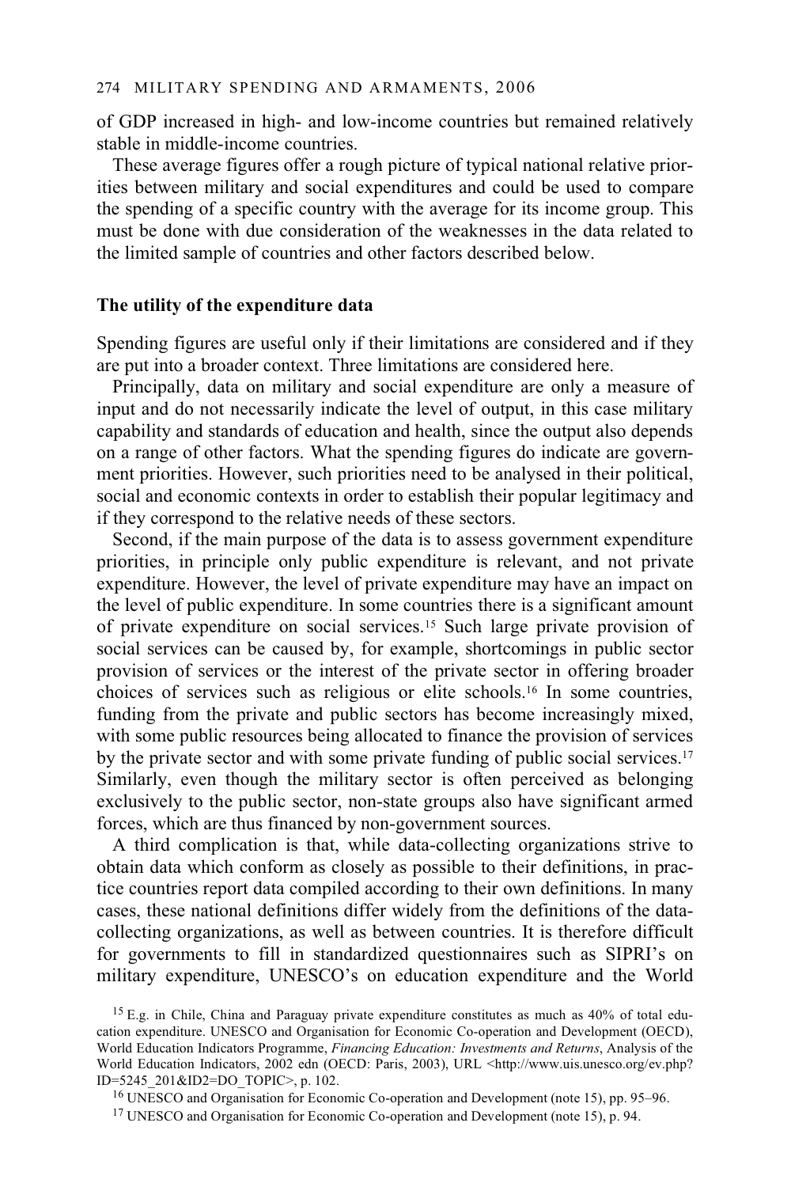of GDP increased in high- and low-income countries but remained relatively stable in middle-income countries.

These average figures offer a rough picture of typical national relative priorities between military and social expenditures and could be used to compare the spending of a specific country with the average for its income group. This must be done with due consideration of the weaknesses in the data related to the limited sample of countries and other factors described below.

### The utility of the expenditure data

Spending figures are useful only if their limitations are considered and if they are put into a broader context. Three limitations are considered here.

Principally, data on military and social expenditure are only a measure of input and do not necessarily indicate the level of output, in this case military capability and standards of education and health, since the output also depends on a range of other factors. What the spending figures do indicate are government priorities. However, such priorities need to be analysed in their political, social and economic contexts in order to establish their popular legitimacy and if they correspond to the relative needs of these sectors.

Second, if the main purpose of the data is to assess government expenditure priorities, in principle only public expenditure is relevant, and not private expenditure. However, the level of private expenditure may have an impact on the level of public expenditure. In some countries there is a significant amount of private expenditure on social services.[15] Such large private provision of social services can be caused by, for example, shortcomings in public sector provision of services or the interest of the private sector in offering broader choices of services such as religious or elite schools.[16] In some countries, funding from the private and public sectors has become increasingly mixed, with some public resources being allocated to finance the provision of services by the private sector and with some private funding of public social services.[17] Similarly, even though the military sector is often perceived as belonging exclusively to the public sector, non-state groups also have significant armed forces, which are thus financed by non-government sources.

A third complication is that, while data-collecting organizations strive to obtain data which conform as closely as possible to their definitions, in practice countries report data compiled according to their own definitions. In many cases, these national definitions differ widely from the definitions of the data-collecting organizations, as well as between countries. It is therefore difficult for governments to fill in standardized questionnaires such as SIPRI's on military expenditure, UNESCO's on education expenditure and the World

[15] E.g. in Chile, China and Paraguay private expenditure constitutes as much as 40% of total education expenditure. UNESCO and Organisation for Economic Co-operation and Development (OECD), World Education Indicators Programme, *Financing Education: Investments and Returns*, Analysis of the World Education Indicators, 2002 edn (OECD: Paris, 2003), URL <http://www.uis.unesco.org/ev.php?ID=5245_201&ID2=DO_TOPIC>, p. 102.

[16] UNESCO and Organisation for Economic Co-operation and Development (note 15), pp. 95–96.

[17] UNESCO and Organisation for Economic Co-operation and Development (note 15), p. 94.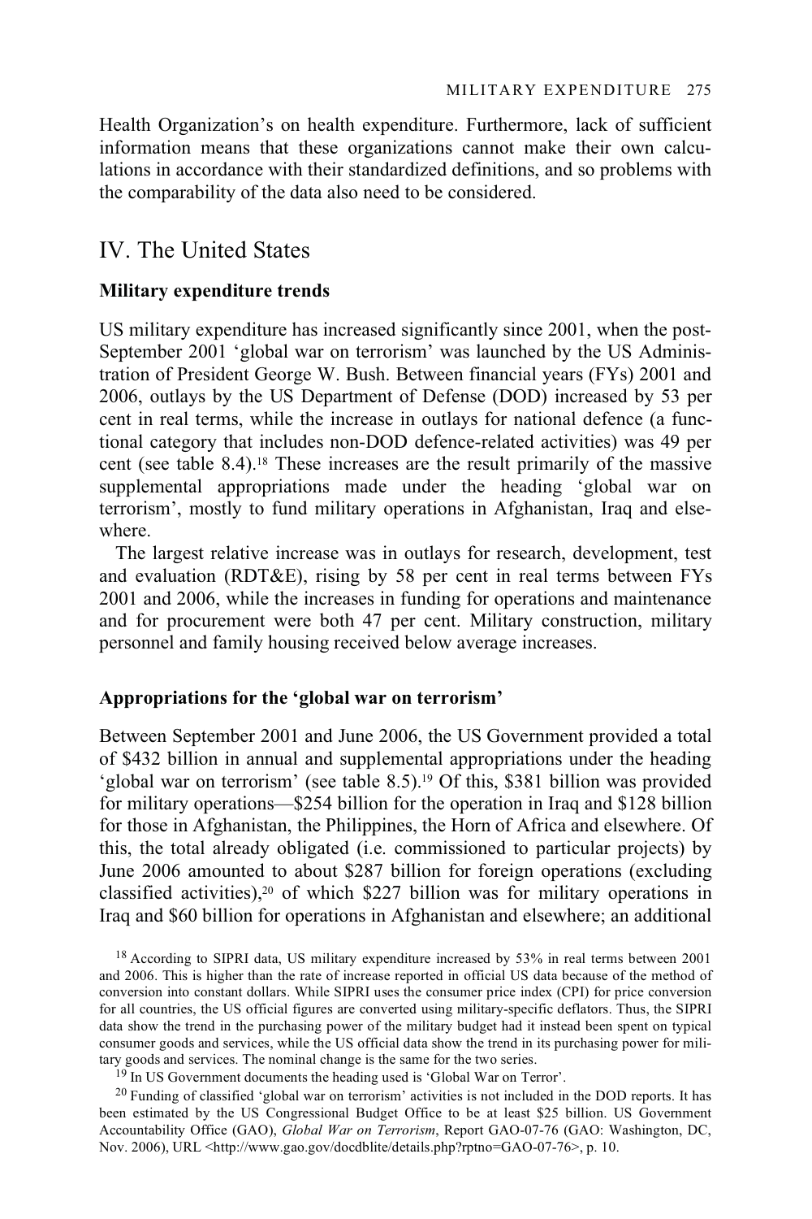Health Organization's on health expenditure. Furthermore, lack of sufficient information means that these organizations cannot make their own calculations in accordance with their standardized definitions, and so problems with the comparability of the data also need to be considered.

## IV. The United States

### Military expenditure trends

US military expenditure has increased significantly since 2001, when the post-September 2001 'global war on terrorism' was launched by the US Administration of President George W. Bush. Between financial years (FYs) 2001 and 2006, outlays by the US Department of Defense (DOD) increased by 53 per cent in real terms, while the increase in outlays for national defence (a functional category that includes non-DOD defence-related activities) was 49 per cent (see table 8.4).[18] These increases are the result primarily of the massive supplemental appropriations made under the heading 'global war on terrorism', mostly to fund military operations in Afghanistan, Iraq and elsewhere.

The largest relative increase was in outlays for research, development, test and evaluation (RDT&E), rising by 58 per cent in real terms between FYs 2001 and 2006, while the increases in funding for operations and maintenance and for procurement were both 47 per cent. Military construction, military personnel and family housing received below average increases.

### Appropriations for the 'global war on terrorism'

Between September 2001 and June 2006, the US Government provided a total of $432 billion in annual and supplemental appropriations under the heading 'global war on terrorism' (see table 8.5).[19] Of this, $381 billion was provided for military operations—$254 billion for the operation in Iraq and $128 billion for those in Afghanistan, the Philippines, the Horn of Africa and elsewhere. Of this, the total already obligated (i.e. commissioned to particular projects) by June 2006 amounted to about $287 billion for foreign operations (excluding classified activities),[20] of which $227 billion was for military operations in Iraq and $60 billion for operations in Afghanistan and elsewhere; an additional

[18] According to SIPRI data, US military expenditure increased by 53% in real terms between 2001 and 2006. This is higher than the rate of increase reported in official US data because of the method of conversion into constant dollars. While SIPRI uses the consumer price index (CPI) for price conversion for all countries, the US official figures are converted using military-specific deflators. Thus, the SIPRI data show the trend in the purchasing power of the military budget had it instead been spent on typical consumer goods and services, while the US official data show the trend in its purchasing power for military goods and services. The nominal change is the same for the two series.

[19] In US Government documents the heading used is 'Global War on Terror'.

[20] Funding of classified 'global war on terrorism' activities is not included in the DOD reports. It has been estimated by the US Congressional Budget Office to be at least $25 billion. US Government Accountability Office (GAO), *Global War on Terrorism*, Report GAO-07-76 (GAO: Washington, DC, Nov. 2006), URL <http://www.gao.gov/docdblite/details.php?rptno=GAO-07-76>, p. 10.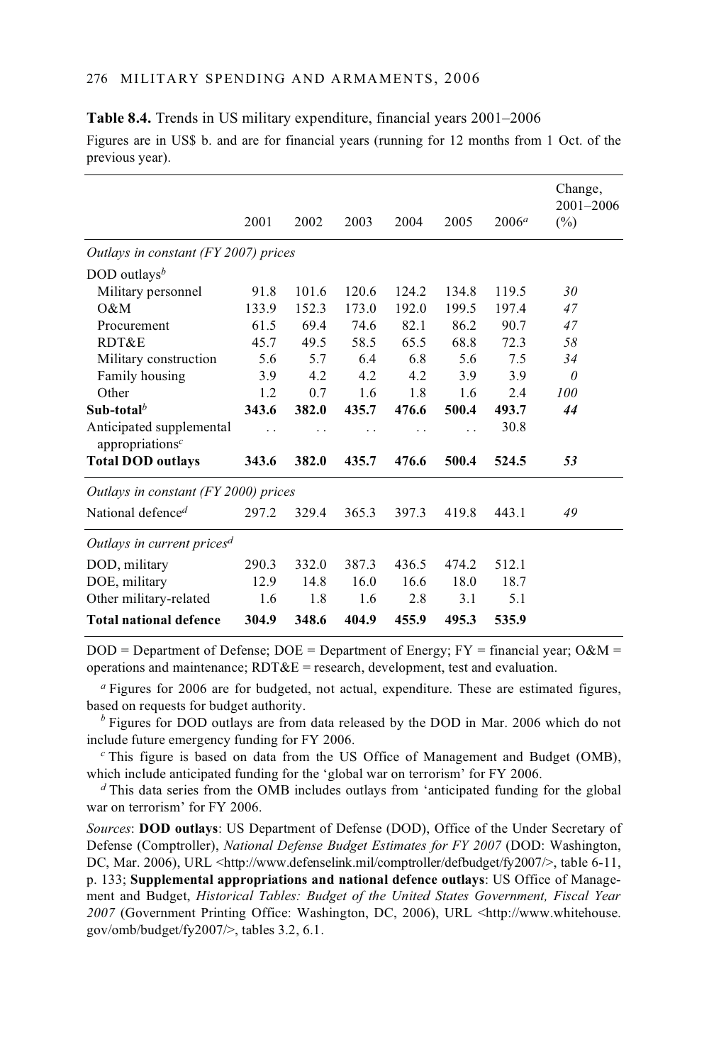**Table 8.4.** Trends in US military expenditure, financial years 2001–2006

Figures are in US$ b. and are for financial years (running for 12 months from 1 Oct. of the previous year).

| | 2001 | 2002 | 2003 | 2004 | 2005 | 2006[a] | Change, 2001–2006 (%) |
|---|---|---|---|---|---|---|---|
| *Outlays in constant (FY 2007) prices* | | | | | | | |
| DOD outlays[b] | | | | | | | |
| Military personnel | 91.8 | 101.6 | 120.6 | 124.2 | 134.8 | 119.5 | *30* |
| O&M | 133.9 | 152.3 | 173.0 | 192.0 | 199.5 | 197.4 | *47* |
| Procurement | 61.5 | 69.4 | 74.6 | 82.1 | 86.2 | 90.7 | *47* |
| RDT&E | 45.7 | 49.5 | 58.5 | 65.5 | 68.8 | 72.3 | *58* |
| Military construction | 5.6 | 5.7 | 6.4 | 6.8 | 5.6 | 7.5 | *34* |
| Family housing | 3.9 | 4.2 | 4.2 | 4.2 | 3.9 | 3.9 | *0* |
| Other | 1.2 | 0.7 | 1.6 | 1.8 | 1.6 | 2.4 | *100* |
| **Sub-total[b]** | **343.6** | **382.0** | **435.7** | **476.6** | **500.4** | **493.7** | ***44*** |
| Anticipated supplemental appropriations[c] | . . | . . | . . | . . | . . | 30.8 | |
| **Total DOD outlays** | **343.6** | **382.0** | **435.7** | **476.6** | **500.4** | **524.5** | ***53*** |
| *Outlays in constant (FY 2000) prices* | | | | | | | |
| National defence[d] | 297.2 | 329.4 | 365.3 | 397.3 | 419.8 | 443.1 | *49* |
| *Outlays in current prices[d]* | | | | | | | |
| DOD, military | 290.3 | 332.0 | 387.3 | 436.5 | 474.2 | 512.1 | |
| DOE, military | 12.9 | 14.8 | 16.0 | 16.6 | 18.0 | 18.7 | |
| Other military-related | 1.6 | 1.8 | 1.6 | 2.8 | 3.1 | 5.1 | |
| **Total national defence** | **304.9** | **348.6** | **404.9** | **455.9** | **495.3** | **535.9** | |

DOD = Department of Defense; DOE = Department of Energy; FY = financial year; O&M = operations and maintenance; RDT&E = research, development, test and evaluation.

[a] Figures for 2006 are for budgeted, not actual, expenditure. These are estimated figures, based on requests for budget authority.

[b] Figures for DOD outlays are from data released by the DOD in Mar. 2006 which do not include future emergency funding for FY 2006.

[c] This figure is based on data from the US Office of Management and Budget (OMB), which include anticipated funding for the 'global war on terrorism' for FY 2006.

[d] This data series from the OMB includes outlays from 'anticipated funding for the global war on terrorism' for FY 2006.

*Sources*: **DOD outlays**: US Department of Defense (DOD), Office of the Under Secretary of Defense (Comptroller), *National Defense Budget Estimates for FY 2007* (DOD: Washington, DC, Mar. 2006), URL <http://www.defenselink.mil/comptroller/defbudget/fy2007/>, table 6-11, p. 133; **Supplemental appropriations and national defence outlays**: US Office of Management and Budget, *Historical Tables: Budget of the United States Government, Fiscal Year 2007* (Government Printing Office: Washington, DC, 2006), URL <http://www.whitehouse.gov/omb/budget/fy2007/>, tables 3.2, 6.1.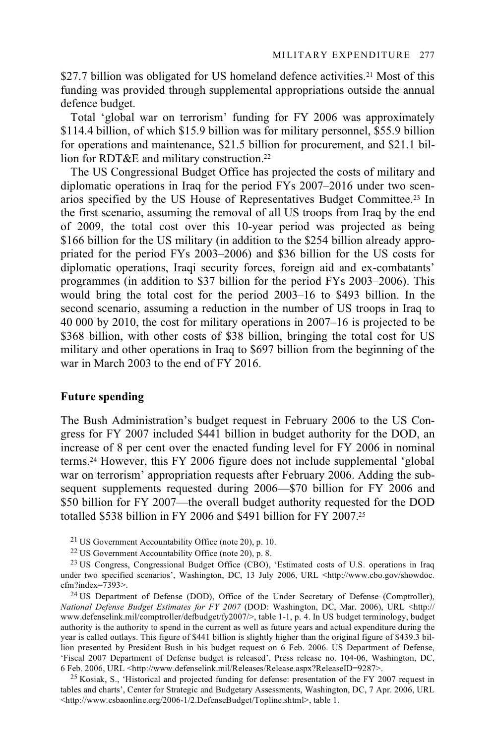$27.7 billion was obligated for US homeland defence activities.[21] Most of this funding was provided through supplemental appropriations outside the annual defence budget.

Total 'global war on terrorism' funding for FY 2006 was approximately $114.4 billion, of which $15.9 billion was for military personnel, $55.9 billion for operations and maintenance, $21.5 billion for procurement, and $21.1 billion for RDT&E and military construction.[22]

The US Congressional Budget Office has projected the costs of military and diplomatic operations in Iraq for the period FYs 2007–2016 under two scenarios specified by the US House of Representatives Budget Committee.[23] In the first scenario, assuming the removal of all US troops from Iraq by the end of 2009, the total cost over this 10-year period was projected as being $166 billion for the US military (in addition to the $254 billion already appropriated for the period FYs 2003–2006) and $36 billion for the US costs for diplomatic operations, Iraqi security forces, foreign aid and ex-combatants' programmes (in addition to $37 billion for the period FYs 2003–2006). This would bring the total cost for the period 2003–16 to $493 billion. In the second scenario, assuming a reduction in the number of US troops in Iraq to 40 000 by 2010, the cost for military operations in 2007–16 is projected to be $368 billion, with other costs of $38 billion, bringing the total cost for US military and other operations in Iraq to $697 billion from the beginning of the war in March 2003 to the end of FY 2016.

## Future spending

The Bush Administration's budget request in February 2006 to the US Congress for FY 2007 included $441 billion in budget authority for the DOD, an increase of 8 per cent over the enacted funding level for FY 2006 in nominal terms.[24] However, this FY 2006 figure does not include supplemental 'global war on terrorism' appropriation requests after February 2006. Adding the subsequent supplements requested during 2006—$70 billion for FY 2006 and $50 billion for FY 2007—the overall budget authority requested for the DOD totalled $538 billion in FY 2006 and $491 billion for FY 2007.[25]

[21] US Government Accountability Office (note 20), p. 10.

[22] US Government Accountability Office (note 20), p. 8.

[23] US Congress, Congressional Budget Office (CBO), 'Estimated costs of U.S. operations in Iraq under two specified scenarios', Washington, DC, 13 July 2006, URL <http://www.cbo.gov/showdoc.cfm?index=7393>.

[24] US Department of Defense (DOD), Office of the Under Secretary of Defense (Comptroller), *National Defense Budget Estimates for FY 2007* (DOD: Washington, DC, Mar. 2006), URL <http://www.defenselink.mil/comptroller/defbudget/fy2007/>, table 1-1, p. 4. In US budget terminology, budget authority is the authority to spend in the current as well as future years and actual expenditure during the year is called outlays. This figure of $441 billion is slightly higher than the original figure of $439.3 billion presented by President Bush in his budget request on 6 Feb. 2006. US Department of Defense, 'Fiscal 2007 Department of Defense budget is released', Press release no. 104-06, Washington, DC, 6 Feb. 2006, URL <http://www.defenselink.mil/Releases/Release.aspx?ReleaseID=9287>.

[25] Kosiak, S., 'Historical and projected funding for defense: presentation of the FY 2007 request in tables and charts', Center for Strategic and Budgetary Assessments, Washington, DC, 7 Apr. 2006, URL <http://www.csbaonline.org/2006-1/2.DefenseBudget/Topline.shtml>, table 1.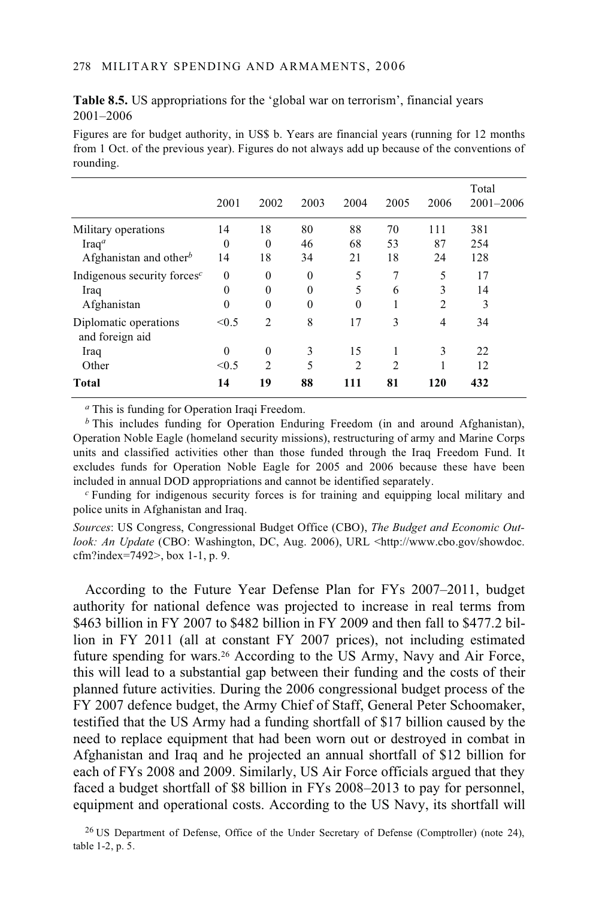**Table 8.5.** US appropriations for the 'global war on terrorism', financial years 2001–2006

Figures are for budget authority, in US$ b. Years are financial years (running for 12 months from 1 Oct. of the previous year). Figures do not always add up because of the conventions of rounding.

| | 2001 | 2002 | 2003 | 2004 | 2005 | 2006 | Total 2001–2006 |
|---|---|---|---|---|---|---|---|
| Military operations | 14 | 18 | 80 | 88 | 70 | 111 | 381 |
| Iraq[a] | 0 | 0 | 46 | 68 | 53 | 87 | 254 |
| Afghanistan and other[b] | 14 | 18 | 34 | 21 | 18 | 24 | 128 |
| Indigenous security forces[c] | 0 | 0 | 0 | 5 | 7 | 5 | 17 |
| Iraq | 0 | 0 | 0 | 5 | 6 | 3 | 14 |
| Afghanistan | 0 | 0 | 0 | 0 | 1 | 2 | 3 |
| Diplomatic operations and foreign aid | <0.5 | 2 | 8 | 17 | 3 | 4 | 34 |
| Iraq | 0 | 0 | 3 | 15 | 1 | 3 | 22 |
| Other | <0.5 | 2 | 5 | 2 | 2 | 1 | 12 |
| **Total** | **14** | **19** | **88** | **111** | **81** | **120** | **432** |

[a] This is funding for Operation Iraqi Freedom.

[b] This includes funding for Operation Enduring Freedom (in and around Afghanistan), Operation Noble Eagle (homeland security missions), restructuring of army and Marine Corps units and classified activities other than those funded through the Iraq Freedom Fund. It excludes funds for Operation Noble Eagle for 2005 and 2006 because these have been included in annual DOD appropriations and cannot be identified separately.

[c] Funding for indigenous security forces is for training and equipping local military and police units in Afghanistan and Iraq.

*Sources*: US Congress, Congressional Budget Office (CBO), *The Budget and Economic Outlook: An Update* (CBO: Washington, DC, Aug. 2006), URL <http://www.cbo.gov/showdoc.cfm?index=7492>, box 1-1, p. 9.

According to the Future Year Defense Plan for FYs 2007–2011, budget authority for national defence was projected to increase in real terms from $463 billion in FY 2007 to $482 billion in FY 2009 and then fall to $477.2 billion in FY 2011 (all at constant FY 2007 prices), not including estimated future spending for wars.[26] According to the US Army, Navy and Air Force, this will lead to a substantial gap between their funding and the costs of their planned future activities. During the 2006 congressional budget process of the FY 2007 defence budget, the Army Chief of Staff, General Peter Schoomaker, testified that the US Army had a funding shortfall of $17 billion caused by the need to replace equipment that had been worn out or destroyed in combat in Afghanistan and Iraq and he projected an annual shortfall of $12 billion for each of FYs 2008 and 2009. Similarly, US Air Force officials argued that they faced a budget shortfall of $8 billion in FYs 2008–2013 to pay for personnel, equipment and operational costs. According to the US Navy, its shortfall will

[26] US Department of Defense, Office of the Under Secretary of Defense (Comptroller) (note 24), table 1-2, p. 5.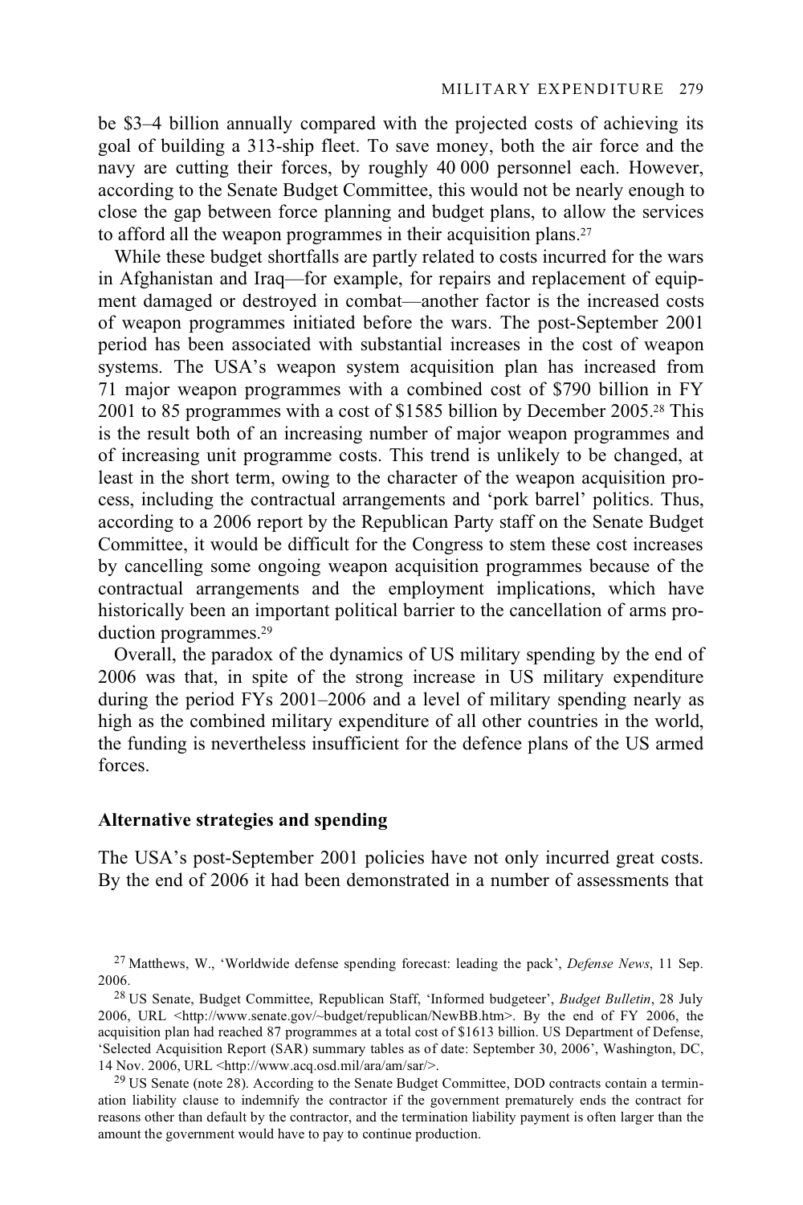be $3–4 billion annually compared with the projected costs of achieving its goal of building a 313-ship fleet. To save money, both the air force and the navy are cutting their forces, by roughly 40 000 personnel each. However, according to the Senate Budget Committee, this would not be nearly enough to close the gap between force planning and budget plans, to allow the services to afford all the weapon programmes in their acquisition plans.[27]

While these budget shortfalls are partly related to costs incurred for the wars in Afghanistan and Iraq—for example, for repairs and replacement of equipment damaged or destroyed in combat—another factor is the increased costs of weapon programmes initiated before the wars. The post-September 2001 period has been associated with substantial increases in the cost of weapon systems. The USA's weapon system acquisition plan has increased from 71 major weapon programmes with a combined cost of $790 billion in FY 2001 to 85 programmes with a cost of $1585 billion by December 2005.[28] This is the result both of an increasing number of major weapon programmes and of increasing unit programme costs. This trend is unlikely to be changed, at least in the short term, owing to the character of the weapon acquisition process, including the contractual arrangements and 'pork barrel' politics. Thus, according to a 2006 report by the Republican Party staff on the Senate Budget Committee, it would be difficult for the Congress to stem these cost increases by cancelling some ongoing weapon acquisition programmes because of the contractual arrangements and the employment implications, which have historically been an important political barrier to the cancellation of arms production programmes.[29]

Overall, the paradox of the dynamics of US military spending by the end of 2006 was that, in spite of the strong increase in US military expenditure during the period FYs 2001–2006 and a level of military spending nearly as high as the combined military expenditure of all other countries in the world, the funding is nevertheless insufficient for the defence plans of the US armed forces.

### Alternative strategies and spending

The USA's post-September 2001 policies have not only incurred great costs. By the end of 2006 it had been demonstrated in a number of assessments that

---

[27] Matthews, W., 'Worldwide defense spending forecast: leading the pack', *Defense News*, 11 Sep. 2006.

[28] US Senate, Budget Committee, Republican Staff, 'Informed budgeteer', *Budget Bulletin*, 28 July 2006, URL <http://www.senate.gov/~budget/republican/NewBB.htm>. By the end of FY 2006, the acquisition plan had reached 87 programmes at a total cost of $1613 billion. US Department of Defense, 'Selected Acquisition Report (SAR) summary tables as of date: September 30, 2006', Washington, DC, 14 Nov. 2006, URL <http://www.acq.osd.mil/ara/am/sar/>.

[29] US Senate (note 28). According to the Senate Budget Committee, DOD contracts contain a termination liability clause to indemnify the contractor if the government prematurely ends the contract for reasons other than default by the contractor, and the termination liability payment is often larger than the amount the government would have to pay to continue production.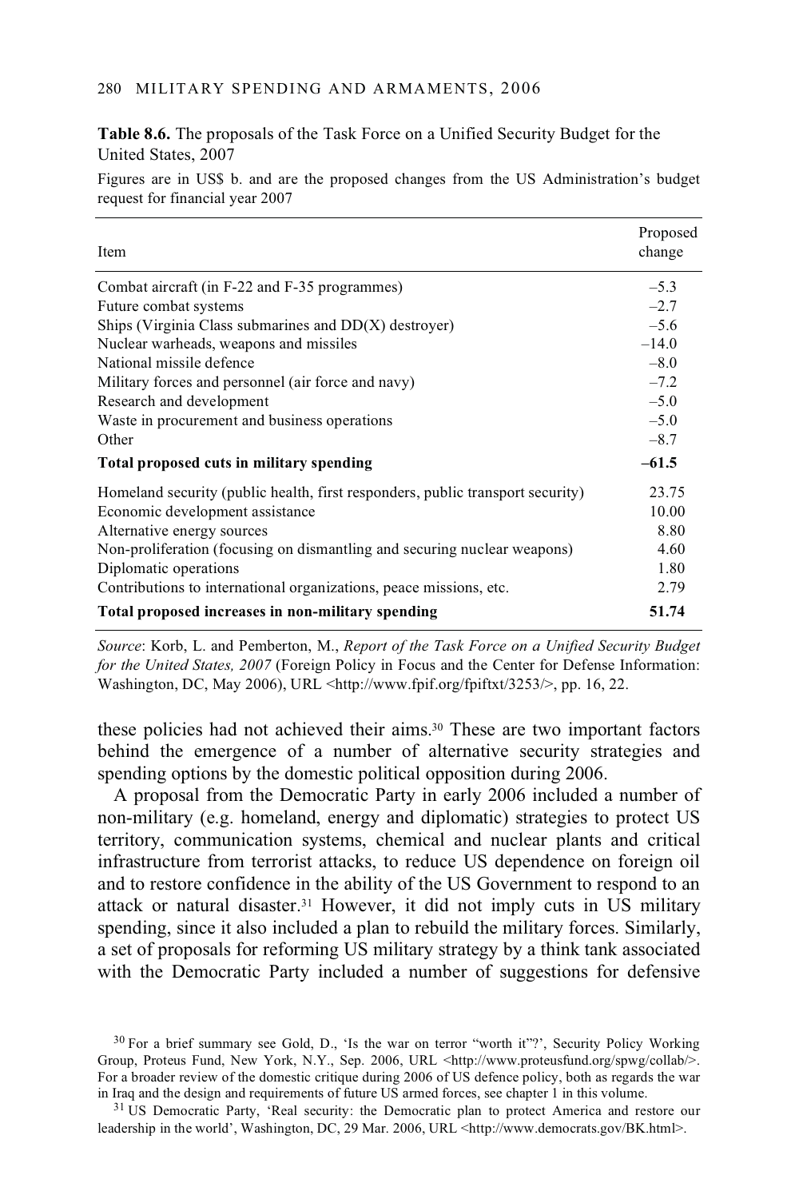**Table 8.6.** The proposals of the Task Force on a Unified Security Budget for the United States, 2007

Figures are in US$ b. and are the proposed changes from the US Administration's budget request for financial year 2007

| Item | Proposed change |
|---|---|
| Combat aircraft (in F-22 and F-35 programmes) | –5.3 |
| Future combat systems | –2.7 |
| Ships (Virginia Class submarines and DD(X) destroyer) | –5.6 |
| Nuclear warheads, weapons and missiles | –14.0 |
| National missile defence | –8.0 |
| Military forces and personnel (air force and navy) | –7.2 |
| Research and development | –5.0 |
| Waste in procurement and business operations | –5.0 |
| Other | –8.7 |
| **Total proposed cuts in military spending** | **–61.5** |
| Homeland security (public health, first responders, public transport security) | 23.75 |
| Economic development assistance | 10.00 |
| Alternative energy sources | 8.80 |
| Non-proliferation (focusing on dismantling and securing nuclear weapons) | 4.60 |
| Diplomatic operations | 1.80 |
| Contributions to international organizations, peace missions, etc. | 2.79 |
| **Total proposed increases in non-military spending** | **51.74** |

*Source*: Korb, L. and Pemberton, M., *Report of the Task Force on a Unified Security Budget for the United States, 2007* (Foreign Policy in Focus and the Center for Defense Information: Washington, DC, May 2006), URL <http://www.fpif.org/fpiftxt/3253/>, pp. 16, 22.

these policies had not achieved their aims.[30] These are two important factors behind the emergence of a number of alternative security strategies and spending options by the domestic political opposition during 2006.

A proposal from the Democratic Party in early 2006 included a number of non-military (e.g. homeland, energy and diplomatic) strategies to protect US territory, communication systems, chemical and nuclear plants and critical infrastructure from terrorist attacks, to reduce US dependence on foreign oil and to restore confidence in the ability of the US Government to respond to an attack or natural disaster.[31] However, it did not imply cuts in US military spending, since it also included a plan to rebuild the military forces. Similarly, a set of proposals for reforming US military strategy by a think tank associated with the Democratic Party included a number of suggestions for defensive

[30] For a brief summary see Gold, D., 'Is the war on terror "worth it"?', Security Policy Working Group, Proteus Fund, New York, N.Y., Sep. 2006, URL <http://www.proteusfund.org/spwg/collab/>. For a broader review of the domestic critique during 2006 of US defence policy, both as regards the war in Iraq and the design and requirements of future US armed forces, see chapter 1 in this volume.

[31] US Democratic Party, 'Real security: the Democratic plan to protect America and restore our leadership in the world', Washington, DC, 29 Mar. 2006, URL <http://www.democrats.gov/BK.html>.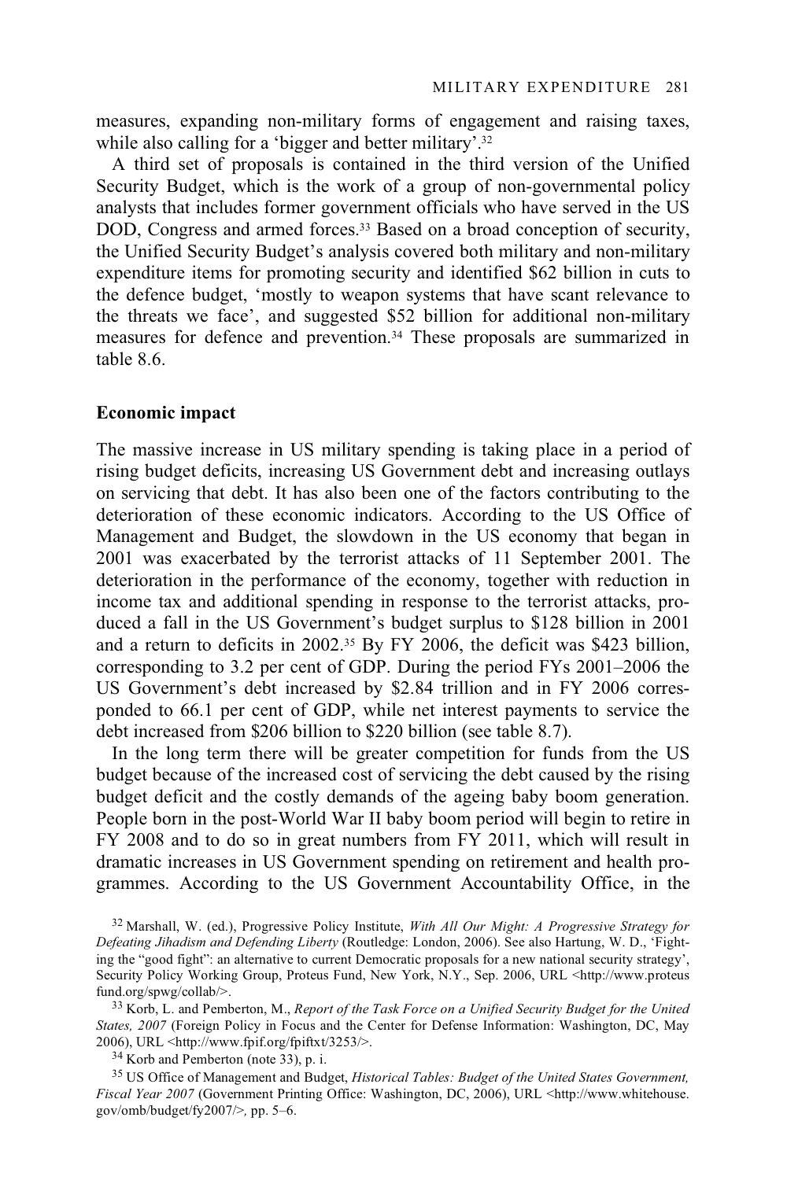measures, expanding non-military forms of engagement and raising taxes, while also calling for a 'bigger and better military'.[32]

A third set of proposals is contained in the third version of the Unified Security Budget, which is the work of a group of non-governmental policy analysts that includes former government officials who have served in the US DOD, Congress and armed forces.[33] Based on a broad conception of security, the Unified Security Budget's analysis covered both military and non-military expenditure items for promoting security and identified $62 billion in cuts to the defence budget, 'mostly to weapon systems that have scant relevance to the threats we face', and suggested $52 billion for additional non-military measures for defence and prevention.[34] These proposals are summarized in table 8.6.

### Economic impact

The massive increase in US military spending is taking place in a period of rising budget deficits, increasing US Government debt and increasing outlays on servicing that debt. It has also been one of the factors contributing to the deterioration of these economic indicators. According to the US Office of Management and Budget, the slowdown in the US economy that began in 2001 was exacerbated by the terrorist attacks of 11 September 2001. The deterioration in the performance of the economy, together with reduction in income tax and additional spending in response to the terrorist attacks, produced a fall in the US Government's budget surplus to $128 billion in 2001 and a return to deficits in 2002.[35] By FY 2006, the deficit was $423 billion, corresponding to 3.2 per cent of GDP. During the period FYs 2001–2006 the US Government's debt increased by $2.84 trillion and in FY 2006 corresponded to 66.1 per cent of GDP, while net interest payments to service the debt increased from $206 billion to $220 billion (see table 8.7).

In the long term there will be greater competition for funds from the US budget because of the increased cost of servicing the debt caused by the rising budget deficit and the costly demands of the ageing baby boom generation. People born in the post-World War II baby boom period will begin to retire in FY 2008 and to do so in great numbers from FY 2011, which will result in dramatic increases in US Government spending on retirement and health programmes. According to the US Government Accountability Office, in the

---

[32] Marshall, W. (ed.), Progressive Policy Institute, *With All Our Might: A Progressive Strategy for Defeating Jihadism and Defending Liberty* (Routledge: London, 2006). See also Hartung, W. D., 'Fighting the "good fight": an alternative to current Democratic proposals for a new national security strategy', Security Policy Working Group, Proteus Fund, New York, N.Y., Sep. 2006, URL <http://www.proteusfund.org/spwg/collab/>.

[33] Korb, L. and Pemberton, M., *Report of the Task Force on a Unified Security Budget for the United States, 2007* (Foreign Policy in Focus and the Center for Defense Information: Washington, DC, May 2006), URL <http://www.fpif.org/fpiftxt/3253/>.

[34] Korb and Pemberton (note 33), p. i.

[35] US Office of Management and Budget, *Historical Tables: Budget of the United States Government, Fiscal Year 2007* (Government Printing Office: Washington, DC, 2006), URL <http://www.whitehouse.gov/omb/budget/fy2007/>, pp. 5–6.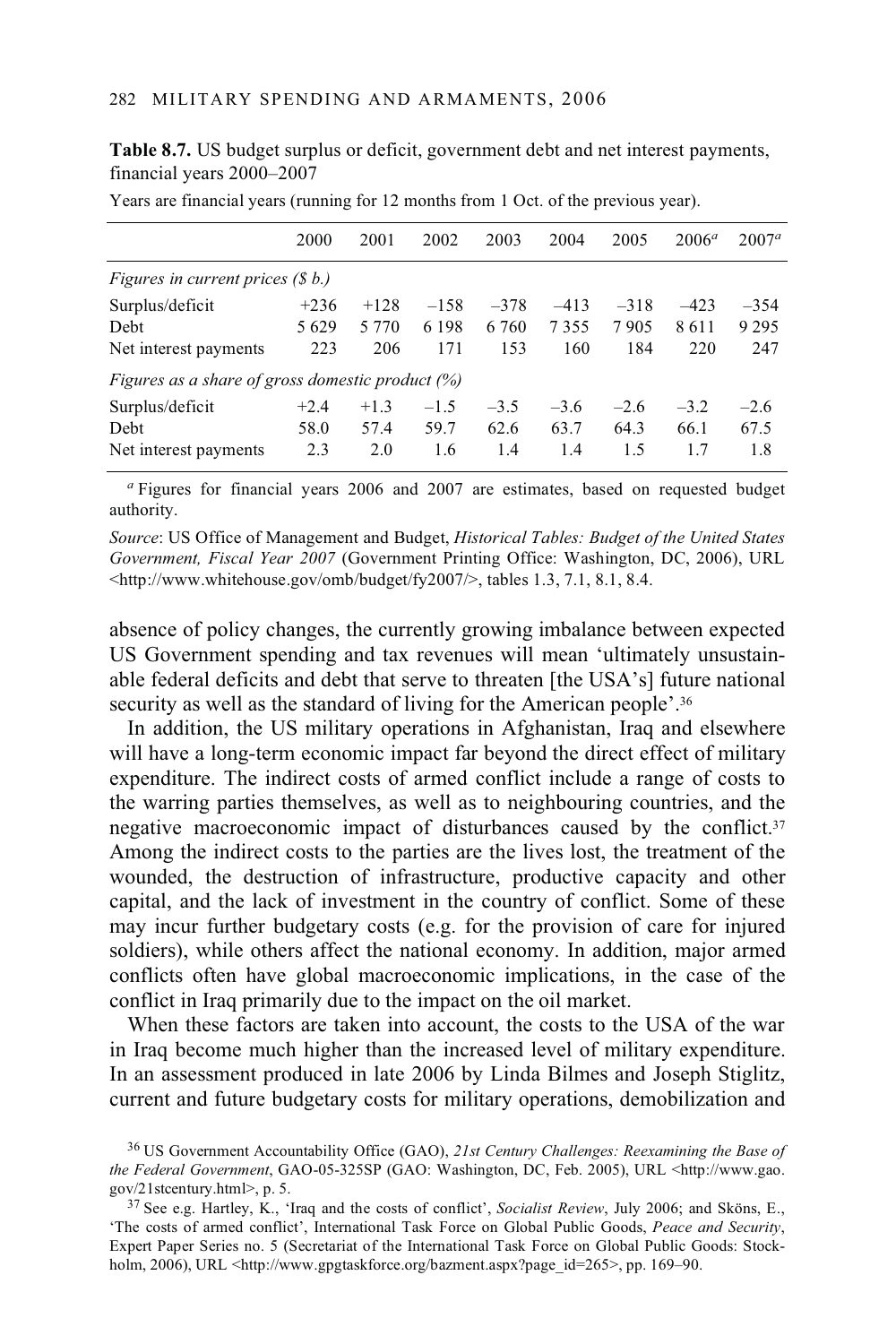**Table 8.7.** US budget surplus or deficit, government debt and net interest payments, financial years 2000–2007

Years are financial years (running for 12 months from 1 Oct. of the previous year).

| | 2000 | 2001 | 2002 | 2003 | 2004 | 2005 | 2006[a] | 2007[a] |
|---|---|---|---|---|---|---|---|---|
| *Figures in current prices ($ b.)* | | | | | | | | |
| Surplus/deficit | +236 | +128 | –158 | –378 | –413 | –318 | –423 | –354 |
| Debt | 5 629 | 5 770 | 6 198 | 6 760 | 7 355 | 7 905 | 8 611 | 9 295 |
| Net interest payments | 223 | 206 | 171 | 153 | 160 | 184 | 220 | 247 |
| *Figures as a share of gross domestic product (%)* | | | | | | | | |
| Surplus/deficit | +2.4 | +1.3 | –1.5 | –3.5 | –3.6 | –2.6 | –3.2 | –2.6 |
| Debt | 58.0 | 57.4 | 59.7 | 62.6 | 63.7 | 64.3 | 66.1 | 67.5 |
| Net interest payments | 2.3 | 2.0 | 1.6 | 1.4 | 1.4 | 1.5 | 1.7 | 1.8 |

[a] Figures for financial years 2006 and 2007 are estimates, based on requested budget authority.

*Source*: US Office of Management and Budget, *Historical Tables: Budget of the United States Government, Fiscal Year 2007* (Government Printing Office: Washington, DC, 2006), URL <http://www.whitehouse.gov/omb/budget/fy2007/>, tables 1.3, 7.1, 8.1, 8.4.

absence of policy changes, the currently growing imbalance between expected US Government spending and tax revenues will mean 'ultimately unsustainable federal deficits and debt that serve to threaten [the USA's] future national security as well as the standard of living for the American people'.[36]

In addition, the US military operations in Afghanistan, Iraq and elsewhere will have a long-term economic impact far beyond the direct effect of military expenditure. The indirect costs of armed conflict include a range of costs to the warring parties themselves, as well as to neighbouring countries, and the negative macroeconomic impact of disturbances caused by the conflict.[37] Among the indirect costs to the parties are the lives lost, the treatment of the wounded, the destruction of infrastructure, productive capacity and other capital, and the lack of investment in the country of conflict. Some of these may incur further budgetary costs (e.g. for the provision of care for injured soldiers), while others affect the national economy. In addition, major armed conflicts often have global macroeconomic implications, in the case of the conflict in Iraq primarily due to the impact on the oil market.

When these factors are taken into account, the costs to the USA of the war in Iraq become much higher than the increased level of military expenditure. In an assessment produced in late 2006 by Linda Bilmes and Joseph Stiglitz, current and future budgetary costs for military operations, demobilization and

[36] US Government Accountability Office (GAO), *21st Century Challenges: Reexamining the Base of the Federal Government*, GAO-05-325SP (GAO: Washington, DC, Feb. 2005), URL <http://www.gao.gov/21stcentury.html>, p. 5.

[37] See e.g. Hartley, K., 'Iraq and the costs of conflict', *Socialist Review*, July 2006; and Sköns, E., 'The costs of armed conflict', International Task Force on Global Public Goods, *Peace and Security*, Expert Paper Series no. 5 (Secretariat of the International Task Force on Global Public Goods: Stockholm, 2006), URL <http://www.gpgtaskforce.org/bazment.aspx?page_id=265>, pp. 169–90.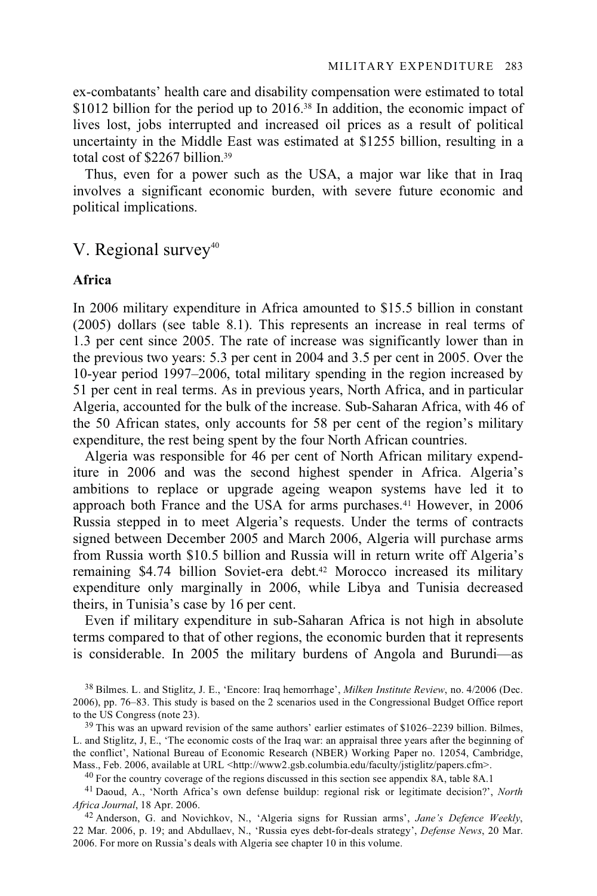ex-combatants' health care and disability compensation were estimated to total $1012 billion for the period up to 2016.[38] In addition, the economic impact of lives lost, jobs interrupted and increased oil prices as a result of political uncertainty in the Middle East was estimated at $1255 billion, resulting in a total cost of $2267 billion.[39]

Thus, even for a power such as the USA, a major war like that in Iraq involves a significant economic burden, with severe future economic and political implications.

## V. Regional survey[40]

### Africa

In 2006 military expenditure in Africa amounted to $15.5 billion in constant (2005) dollars (see table 8.1). This represents an increase in real terms of 1.3 per cent since 2005. The rate of increase was significantly lower than in the previous two years: 5.3 per cent in 2004 and 3.5 per cent in 2005. Over the 10-year period 1997–2006, total military spending in the region increased by 51 per cent in real terms. As in previous years, North Africa, and in particular Algeria, accounted for the bulk of the increase. Sub-Saharan Africa, with 46 of the 50 African states, only accounts for 58 per cent of the region's military expenditure, the rest being spent by the four North African countries.

Algeria was responsible for 46 per cent of North African military expenditure in 2006 and was the second highest spender in Africa. Algeria's ambitions to replace or upgrade ageing weapon systems have led it to approach both France and the USA for arms purchases.[41] However, in 2006 Russia stepped in to meet Algeria's requests. Under the terms of contracts signed between December 2005 and March 2006, Algeria will purchase arms from Russia worth $10.5 billion and Russia will in return write off Algeria's remaining $4.74 billion Soviet-era debt.[42] Morocco increased its military expenditure only marginally in 2006, while Libya and Tunisia decreased theirs, in Tunisia's case by 16 per cent.

Even if military expenditure in sub-Saharan Africa is not high in absolute terms compared to that of other regions, the economic burden that it represents is considerable. In 2005 the military burdens of Angola and Burundi—as

---

[38] Bilmes. L. and Stiglitz, J. E., 'Encore: Iraq hemorrhage', *Milken Institute Review*, no. 4/2006 (Dec. 2006), pp. 76–83. This study is based on the 2 scenarios used in the Congressional Budget Office report to the US Congress (note 23).

[39] This was an upward revision of the same authors' earlier estimates of $1026–2239 billion. Bilmes, L. and Stiglitz, J, E., 'The economic costs of the Iraq war: an appraisal three years after the beginning of the conflict', National Bureau of Economic Research (NBER) Working Paper no. 12054, Cambridge, Mass., Feb. 2006, available at URL <http://www2.gsb.columbia.edu/faculty/jstiglitz/papers.cfm>.

[40] For the country coverage of the regions discussed in this section see appendix 8A, table 8A.1

[41] Daoud, A., 'North Africa's own defense buildup: regional risk or legitimate decision?', *North Africa Journal*, 18 Apr. 2006.

[42] Anderson, G. and Novichkov, N., 'Algeria signs for Russian arms', *Jane's Defence Weekly*, 22 Mar. 2006, p. 19; and Abdullaev, N., 'Russia eyes debt-for-deals strategy', *Defense News*, 20 Mar. 2006. For more on Russia's deals with Algeria see chapter 10 in this volume.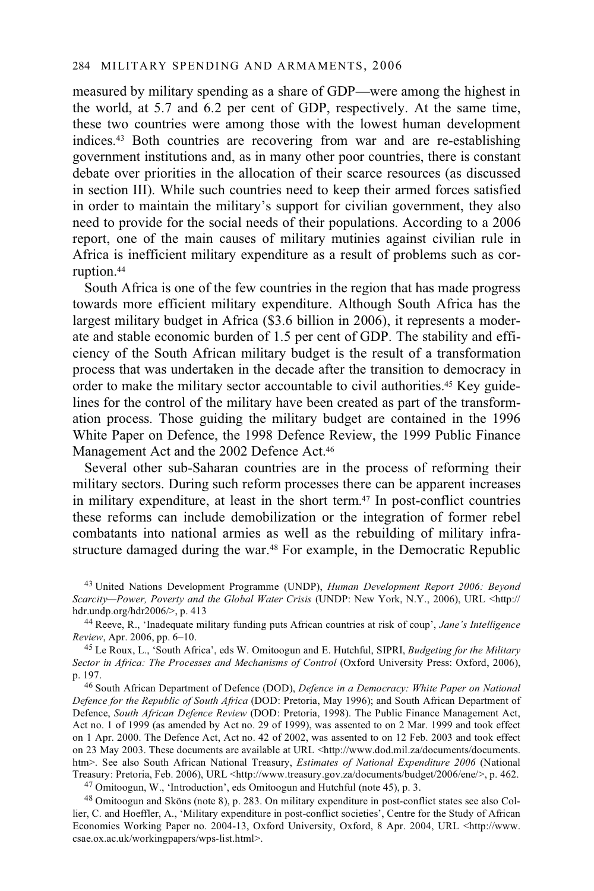measured by military spending as a share of GDP—were among the highest in the world, at 5.7 and 6.2 per cent of GDP, respectively. At the same time, these two countries were among those with the lowest human development indices.[43] Both countries are recovering from war and are re-establishing government institutions and, as in many other poor countries, there is constant debate over priorities in the allocation of their scarce resources (as discussed in section III). While such countries need to keep their armed forces satisfied in order to maintain the military's support for civilian government, they also need to provide for the social needs of their populations. According to a 2006 report, one of the main causes of military mutinies against civilian rule in Africa is inefficient military expenditure as a result of problems such as corruption.[44]

South Africa is one of the few countries in the region that has made progress towards more efficient military expenditure. Although South Africa has the largest military budget in Africa ($3.6 billion in 2006), it represents a moderate and stable economic burden of 1.5 per cent of GDP. The stability and efficiency of the South African military budget is the result of a transformation process that was undertaken in the decade after the transition to democracy in order to make the military sector accountable to civil authorities.[45] Key guidelines for the control of the military have been created as part of the transformation process. Those guiding the military budget are contained in the 1996 White Paper on Defence, the 1998 Defence Review, the 1999 Public Finance Management Act and the 2002 Defence Act.[46]

Several other sub-Saharan countries are in the process of reforming their military sectors. During such reform processes there can be apparent increases in military expenditure, at least in the short term.[47] In post-conflict countries these reforms can include demobilization or the integration of former rebel combatants into national armies as well as the rebuilding of military infrastructure damaged during the war.[48] For example, in the Democratic Republic

[43] United Nations Development Programme (UNDP), *Human Development Report 2006: Beyond Scarcity—Power, Poverty and the Global Water Crisis* (UNDP: New York, N.Y., 2006), URL <http://hdr.undp.org/hdr2006/>, p. 413

[44] Reeve, R., 'Inadequate military funding puts African countries at risk of coup', *Jane's Intelligence Review*, Apr. 2006, pp. 6–10.

[45] Le Roux, L., 'South Africa', eds W. Omitoogun and E. Hutchful, SIPRI, *Budgeting for the Military Sector in Africa: The Processes and Mechanisms of Control* (Oxford University Press: Oxford, 2006), p. 197.

[46] South African Department of Defence (DOD), *Defence in a Democracy: White Paper on National Defence for the Republic of South Africa* (DOD: Pretoria, May 1996); and South African Department of Defence, *South African Defence Review* (DOD: Pretoria, 1998). The Public Finance Management Act, Act no. 1 of 1999 (as amended by Act no. 29 of 1999), was assented to on 2 Mar. 1999 and took effect on 1 Apr. 2000. The Defence Act, Act no. 42 of 2002, was assented to on 12 Feb. 2003 and took effect on 23 May 2003. These documents are available at URL <http://www.dod.mil.za/documents/documents.htm>. See also South African National Treasury, *Estimates of National Expenditure 2006* (National Treasury: Pretoria, Feb. 2006), URL <http://www.treasury.gov.za/documents/budget/2006/ene/>, p. 462.

[47] Omitoogun, W., 'Introduction', eds Omitoogun and Hutchful (note 45), p. 3.

[48] Omitoogun and Sköns (note 8), p. 283. On military expenditure in post-conflict states see also Collier, C. and Hoeffler, A., 'Military expenditure in post-conflict societies', Centre for the Study of African Economies Working Paper no. 2004-13, Oxford University, Oxford, 8 Apr. 2004, URL <http://www.csae.ox.ac.uk/workingpapers/wps-list.html>.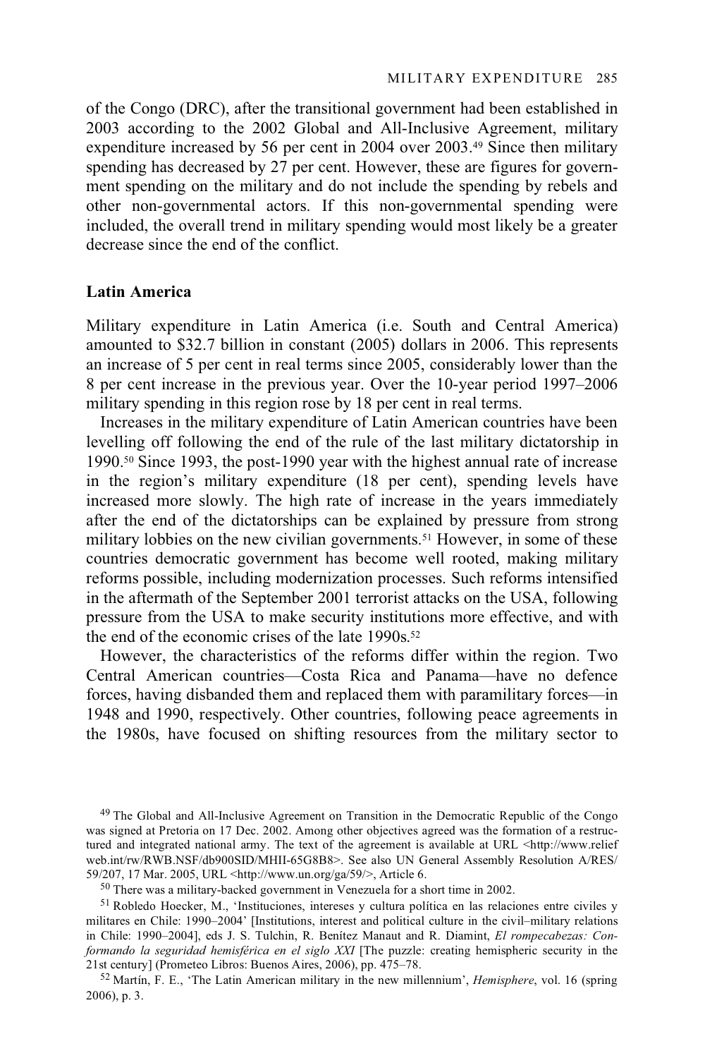of the Congo (DRC), after the transitional government had been established in 2003 according to the 2002 Global and All-Inclusive Agreement, military expenditure increased by 56 per cent in 2004 over 2003.[49] Since then military spending has decreased by 27 per cent. However, these are figures for government spending on the military and do not include the spending by rebels and other non-governmental actors. If this non-governmental spending were included, the overall trend in military spending would most likely be a greater decrease since the end of the conflict.

### Latin America

Military expenditure in Latin America (i.e. South and Central America) amounted to $32.7 billion in constant (2005) dollars in 2006. This represents an increase of 5 per cent in real terms since 2005, considerably lower than the 8 per cent increase in the previous year. Over the 10-year period 1997–2006 military spending in this region rose by 18 per cent in real terms.

Increases in the military expenditure of Latin American countries have been levelling off following the end of the rule of the last military dictatorship in 1990.[50] Since 1993, the post-1990 year with the highest annual rate of increase in the region's military expenditure (18 per cent), spending levels have increased more slowly. The high rate of increase in the years immediately after the end of the dictatorships can be explained by pressure from strong military lobbies on the new civilian governments.[51] However, in some of these countries democratic government has become well rooted, making military reforms possible, including modernization processes. Such reforms intensified in the aftermath of the September 2001 terrorist attacks on the USA, following pressure from the USA to make security institutions more effective, and with the end of the economic crises of the late 1990s.[52]

However, the characteristics of the reforms differ within the region. Two Central American countries—Costa Rica and Panama—have no defence forces, having disbanded them and replaced them with paramilitary forces—in 1948 and 1990, respectively. Other countries, following peace agreements in the 1980s, have focused on shifting resources from the military sector to

[49] The Global and All-Inclusive Agreement on Transition in the Democratic Republic of the Congo was signed at Pretoria on 17 Dec. 2002. Among other objectives agreed was the formation of a restructured and integrated national army. The text of the agreement is available at URL <http://www.reliefweb.int/rw/RWB.NSF/db900SID/MHII-65G8B8>. See also UN General Assembly Resolution A/RES/59/207, 17 Mar. 2005, URL <http://www.un.org/ga/59/>, Article 6.

[50] There was a military-backed government in Venezuela for a short time in 2002.

[51] Robledo Hoecker, M., 'Instituciones, intereses y cultura política en las relaciones entre civiles y militares en Chile: 1990–2004' [Institutions, interest and political culture in the civil–military relations in Chile: 1990–2004], eds J. S. Tulchin, R. Benítez Manaut and R. Diamint, *El rompecabezas: Conformando la seguridad hemisférica en el siglo XXI* [The puzzle: creating hemispheric security in the 21st century] (Prometeo Libros: Buenos Aires, 2006), pp. 475–78.

[52] Martín, F. E., 'The Latin American military in the new millennium', *Hemisphere*, vol. 16 (spring 2006), p. 3.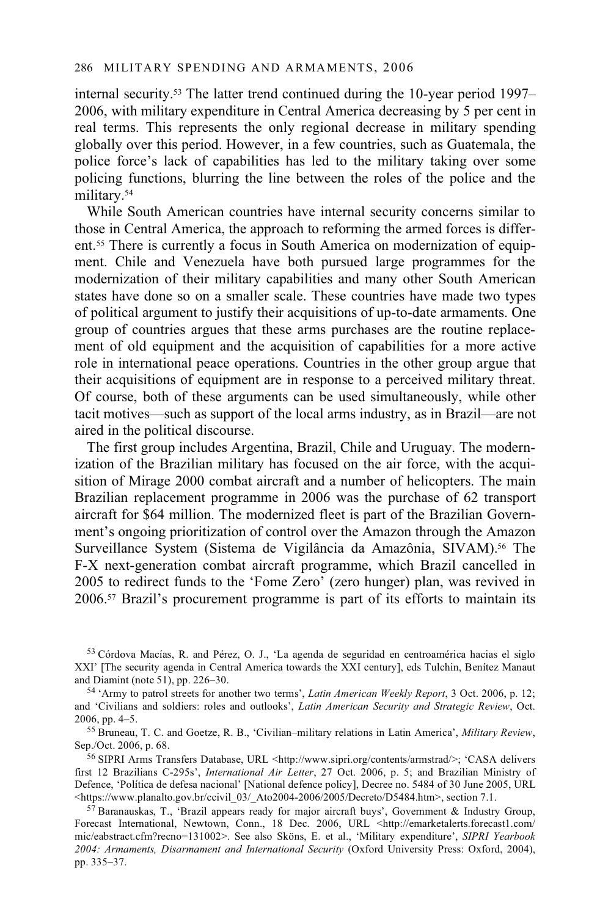internal security.[53] The latter trend continued during the 10-year period 1997–2006, with military expenditure in Central America decreasing by 5 per cent in real terms. This represents the only regional decrease in military spending globally over this period. However, in a few countries, such as Guatemala, the police force's lack of capabilities has led to the military taking over some policing functions, blurring the line between the roles of the police and the military.[54]

While South American countries have internal security concerns similar to those in Central America, the approach to reforming the armed forces is different.[55] There is currently a focus in South America on modernization of equipment. Chile and Venezuela have both pursued large programmes for the modernization of their military capabilities and many other South American states have done so on a smaller scale. These countries have made two types of political argument to justify their acquisitions of up-to-date armaments. One group of countries argues that these arms purchases are the routine replacement of old equipment and the acquisition of capabilities for a more active role in international peace operations. Countries in the other group argue that their acquisitions of equipment are in response to a perceived military threat. Of course, both of these arguments can be used simultaneously, while other tacit motives—such as support of the local arms industry, as in Brazil—are not aired in the political discourse.

The first group includes Argentina, Brazil, Chile and Uruguay. The modernization of the Brazilian military has focused on the air force, with the acquisition of Mirage 2000 combat aircraft and a number of helicopters. The main Brazilian replacement programme in 2006 was the purchase of 62 transport aircraft for $64 million. The modernized fleet is part of the Brazilian Government's ongoing prioritization of control over the Amazon through the Amazon Surveillance System (Sistema de Vigilância da Amazônia, SIVAM).[56] The F-X next-generation combat aircraft programme, which Brazil cancelled in 2005 to redirect funds to the 'Fome Zero' (zero hunger) plan, was revived in 2006.[57] Brazil's procurement programme is part of its efforts to maintain its

[53] Córdova Macías, R. and Pérez, O. J., 'La agenda de seguridad en centroamérica hacias el siglo XXI' [The security agenda in Central America towards the XXI century], eds Tulchin, Benítez Manaut and Diamint (note 51), pp. 226–30.

[54] 'Army to patrol streets for another two terms', *Latin American Weekly Report*, 3 Oct. 2006, p. 12; and 'Civilians and soldiers: roles and outlooks', *Latin American Security and Strategic Review*, Oct. 2006, pp. 4–5.

[55] Bruneau, T. C. and Goetze, R. B., 'Civilian–military relations in Latin America', *Military Review*, Sep./Oct. 2006, p. 68.

[56] SIPRI Arms Transfers Database, URL <http://www.sipri.org/contents/armstrad/>; 'CASA delivers first 12 Brazilians C-295s', *International Air Letter*, 27 Oct. 2006, p. 5; and Brazilian Ministry of Defence, 'Política de defesa nacional' [National defence policy], Decree no. 5484 of 30 June 2005, URL <https://www.planalto.gov.br/ccivil_03/_Ato2004-2006/2005/Decreto/D5484.htm>, section 7.1.

[57] Baranauskas, T., 'Brazil appears ready for major aircraft buys', Government & Industry Group, Forecast International, Newtown, Conn., 18 Dec. 2006, URL <http://emarketalerts.forecast1.com/mic/eabstract.cfm?recno=131002>. See also Sköns, E. et al., 'Military expenditure', *SIPRI Yearbook 2004: Armaments, Disarmament and International Security* (Oxford University Press: Oxford, 2004), pp. 335–37.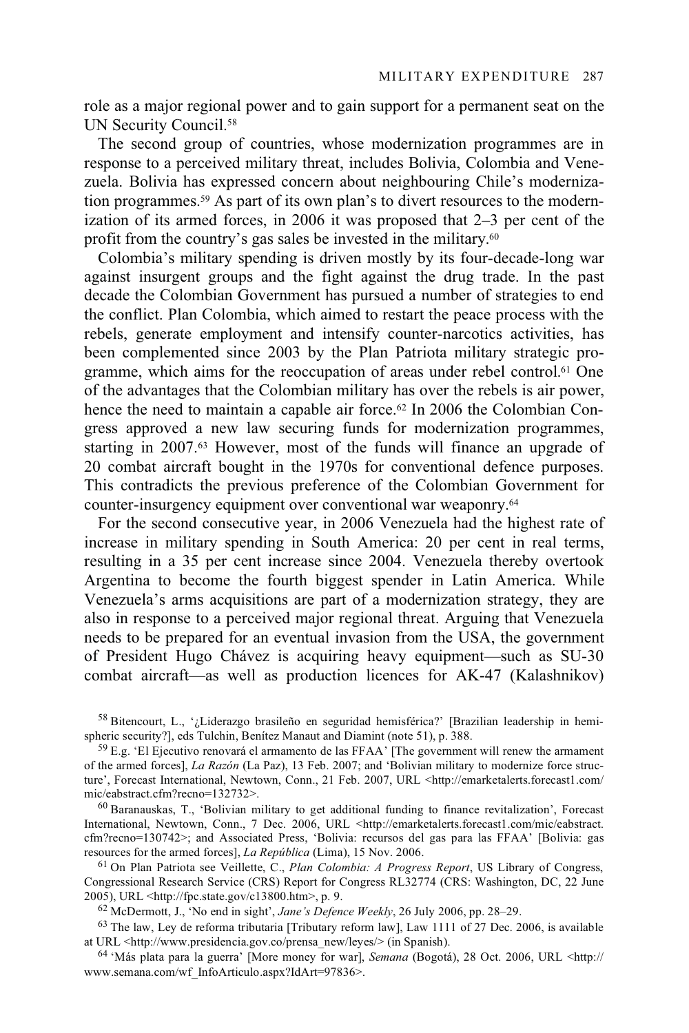role as a major regional power and to gain support for a permanent seat on the UN Security Council.[58]

The second group of countries, whose modernization programmes are in response to a perceived military threat, includes Bolivia, Colombia and Venezuela. Bolivia has expressed concern about neighbouring Chile's modernization programmes.[59] As part of its own plan's to divert resources to the modernization of its armed forces, in 2006 it was proposed that 2–3 per cent of the profit from the country's gas sales be invested in the military.[60]

Colombia's military spending is driven mostly by its four-decade-long war against insurgent groups and the fight against the drug trade. In the past decade the Colombian Government has pursued a number of strategies to end the conflict. Plan Colombia, which aimed to restart the peace process with the rebels, generate employment and intensify counter-narcotics activities, has been complemented since 2003 by the Plan Patriota military strategic programme, which aims for the reoccupation of areas under rebel control.[61] One of the advantages that the Colombian military has over the rebels is air power, hence the need to maintain a capable air force.[62] In 2006 the Colombian Congress approved a new law securing funds for modernization programmes, starting in 2007.[63] However, most of the funds will finance an upgrade of 20 combat aircraft bought in the 1970s for conventional defence purposes. This contradicts the previous preference of the Colombian Government for counter-insurgency equipment over conventional war weaponry.[64]

For the second consecutive year, in 2006 Venezuela had the highest rate of increase in military spending in South America: 20 per cent in real terms, resulting in a 35 per cent increase since 2004. Venezuela thereby overtook Argentina to become the fourth biggest spender in Latin America. While Venezuela's arms acquisitions are part of a modernization strategy, they are also in response to a perceived major regional threat. Arguing that Venezuela needs to be prepared for an eventual invasion from the USA, the government of President Hugo Chávez is acquiring heavy equipment—such as SU-30 combat aircraft—as well as production licences for AK-47 (Kalashnikov)

---

[58] Bitencourt, L., '¿Liderazgo brasileño en seguridad hemisférica?' [Brazilian leadership in hemispheric security?], eds Tulchin, Benítez Manaut and Diamint (note 51), p. 388.

[59] E.g. 'El Ejecutivo renovará el armamento de las FFAA' [The government will renew the armament of the armed forces], *La Razón* (La Paz), 13 Feb. 2007; and 'Bolivian military to modernize force structure', Forecast International, Newtown, Conn., 21 Feb. 2007, URL <http://emarketalerts.forecast1.com/mic/eabstract.cfm?recno=132732>.

[60] Baranauskas, T., 'Bolivian military to get additional funding to finance revitalization', Forecast International, Newtown, Conn., 7 Dec. 2006, URL <http://emarketalerts.forecast1.com/mic/eabstract.cfm?recno=130742>; and Associated Press, 'Bolivia: recursos del gas para las FFAA' [Bolivia: gas resources for the armed forces], *La República* (Lima), 15 Nov. 2006.

[61] On Plan Patriota see Veillette, C., *Plan Colombia: A Progress Report*, US Library of Congress, Congressional Research Service (CRS) Report for Congress RL32774 (CRS: Washington, DC, 22 June 2005), URL <http://fpc.state.gov/c13800.htm>, p. 9.

[62] McDermott, J., 'No end in sight', *Jane's Defence Weekly*, 26 July 2006, pp. 28–29.

[63] The law, Ley de reforma tributaria [Tributary reform law], Law 1111 of 27 Dec. 2006, is available at URL <http://www.presidencia.gov.co/prensa_new/leyes/> (in Spanish).

[64] 'Más plata para la guerra' [More money for war], *Semana* (Bogotá), 28 Oct. 2006, URL <http://www.semana.com/wf_InfoArticulo.aspx?IdArt=97836>.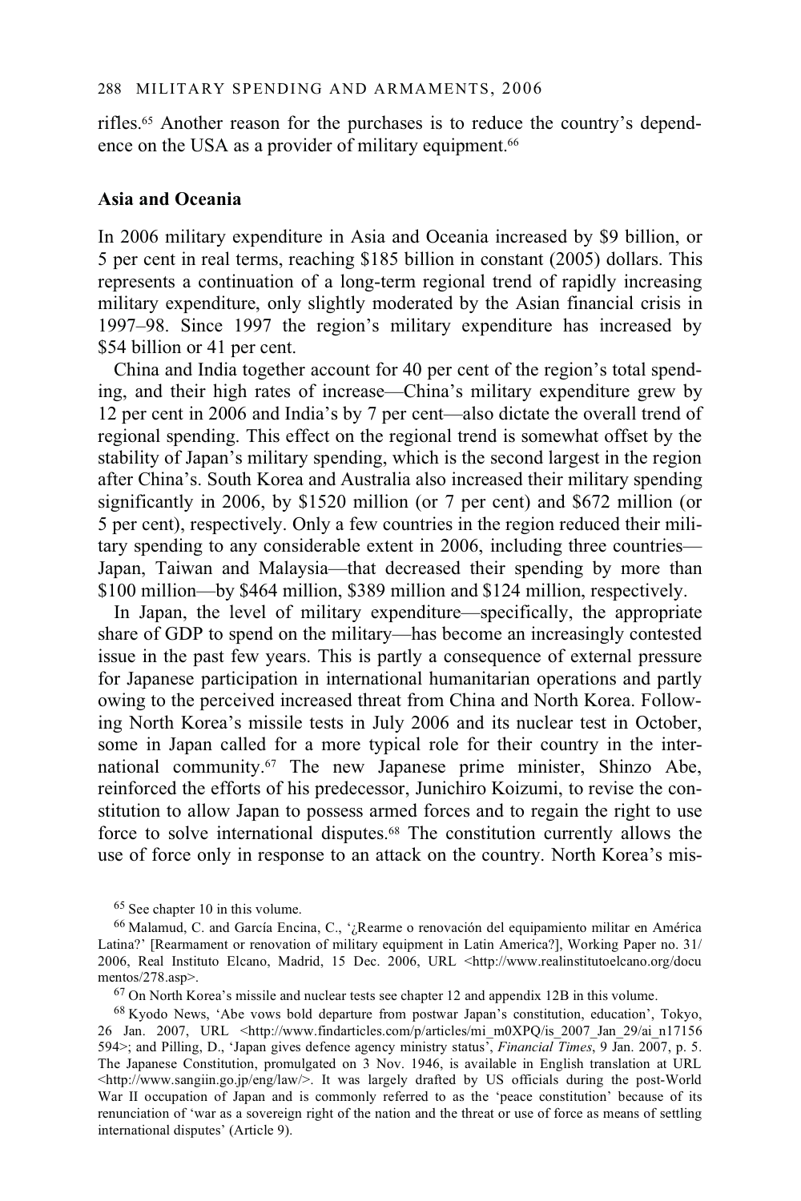rifles.[65] Another reason for the purchases is to reduce the country's dependence on the USA as a provider of military equipment.[66]

## Asia and Oceania

In 2006 military expenditure in Asia and Oceania increased by $9 billion, or 5 per cent in real terms, reaching $185 billion in constant (2005) dollars. This represents a continuation of a long-term regional trend of rapidly increasing military expenditure, only slightly moderated by the Asian financial crisis in 1997–98. Since 1997 the region's military expenditure has increased by $54 billion or 41 per cent.

China and India together account for 40 per cent of the region's total spending, and their high rates of increase—China's military expenditure grew by 12 per cent in 2006 and India's by 7 per cent—also dictate the overall trend of regional spending. This effect on the regional trend is somewhat offset by the stability of Japan's military spending, which is the second largest in the region after China's. South Korea and Australia also increased their military spending significantly in 2006, by $1520 million (or 7 per cent) and $672 million (or 5 per cent), respectively. Only a few countries in the region reduced their military spending to any considerable extent in 2006, including three countries—Japan, Taiwan and Malaysia—that decreased their spending by more than $100 million—by $464 million, $389 million and $124 million, respectively.

In Japan, the level of military expenditure—specifically, the appropriate share of GDP to spend on the military—has become an increasingly contested issue in the past few years. This is partly a consequence of external pressure for Japanese participation in international humanitarian operations and partly owing to the perceived increased threat from China and North Korea. Following North Korea's missile tests in July 2006 and its nuclear test in October, some in Japan called for a more typical role for their country in the international community.[67] The new Japanese prime minister, Shinzo Abe, reinforced the efforts of his predecessor, Junichiro Koizumi, to revise the constitution to allow Japan to possess armed forces and to regain the right to use force to solve international disputes.[68] The constitution currently allows the use of force only in response to an attack on the country. North Korea's mis-

[65] See chapter 10 in this volume.

[66] Malamud, C. and García Encina, C., '¿Rearme o renovación del equipamiento militar en América Latina?' [Rearmament or renovation of military equipment in Latin America?], Working Paper no. 31/2006, Real Instituto Elcano, Madrid, 15 Dec. 2006, URL <http://www.realinstitutoelcano.org/documentos/278.asp>.

[67] On North Korea's missile and nuclear tests see chapter 12 and appendix 12B in this volume.

[68] Kyodo News, 'Abe vows bold departure from postwar Japan's constitution, education', Tokyo, 26 Jan. 2007, URL <http://www.findarticles.com/p/articles/mi_m0XPQ/is_2007_Jan_29/ai_n17156594>; and Pilling, D., 'Japan gives defence agency ministry status', *Financial Times*, 9 Jan. 2007, p. 5. The Japanese Constitution, promulgated on 3 Nov. 1946, is available in English translation at URL <http://www.sangiin.go.jp/eng/law/>. It was largely drafted by US officials during the post-World War II occupation of Japan and is commonly referred to as the 'peace constitution' because of its renunciation of 'war as a sovereign right of the nation and the threat or use of force as means of settling international disputes' (Article 9).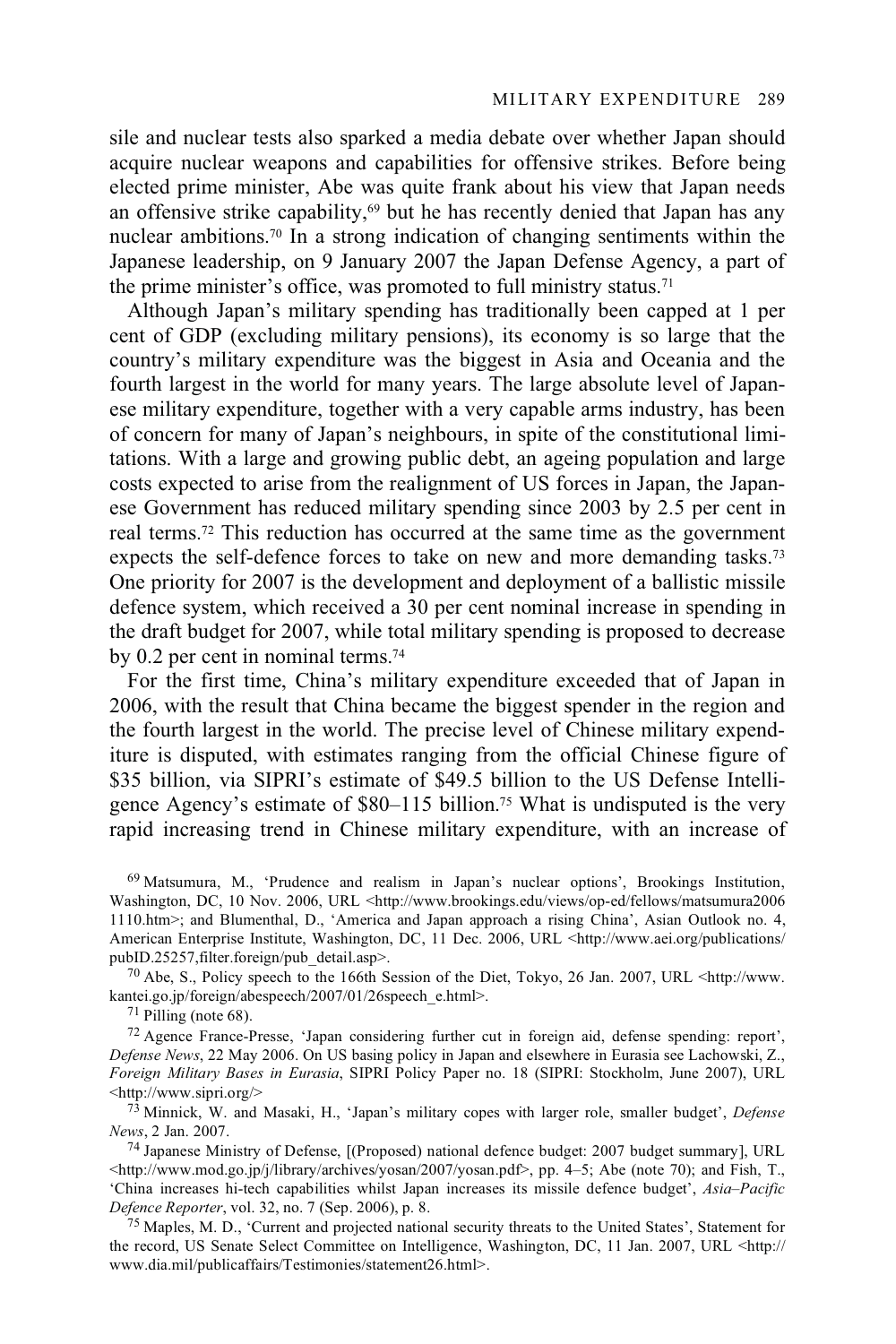sile and nuclear tests also sparked a media debate over whether Japan should acquire nuclear weapons and capabilities for offensive strikes. Before being elected prime minister, Abe was quite frank about his view that Japan needs an offensive strike capability,[69] but he has recently denied that Japan has any nuclear ambitions.[70] In a strong indication of changing sentiments within the Japanese leadership, on 9 January 2007 the Japan Defense Agency, a part of the prime minister's office, was promoted to full ministry status.[71]

Although Japan's military spending has traditionally been capped at 1 per cent of GDP (excluding military pensions), its economy is so large that the country's military expenditure was the biggest in Asia and Oceania and the fourth largest in the world for many years. The large absolute level of Japanese military expenditure, together with a very capable arms industry, has been of concern for many of Japan's neighbours, in spite of the constitutional limitations. With a large and growing public debt, an ageing population and large costs expected to arise from the realignment of US forces in Japan, the Japanese Government has reduced military spending since 2003 by 2.5 per cent in real terms.[72] This reduction has occurred at the same time as the government expects the self-defence forces to take on new and more demanding tasks.[73] One priority for 2007 is the development and deployment of a ballistic missile defence system, which received a 30 per cent nominal increase in spending in the draft budget for 2007, while total military spending is proposed to decrease by 0.2 per cent in nominal terms.[74]

For the first time, China's military expenditure exceeded that of Japan in 2006, with the result that China became the biggest spender in the region and the fourth largest in the world. The precise level of Chinese military expenditure is disputed, with estimates ranging from the official Chinese figure of $35 billion, via SIPRI's estimate of $49.5 billion to the US Defense Intelligence Agency's estimate of $80–115 billion.[75] What is undisputed is the very rapid increasing trend in Chinese military expenditure, with an increase of

[69] Matsumura, M., 'Prudence and realism in Japan's nuclear options', Brookings Institution, Washington, DC, 10 Nov. 2006, URL <http://www.brookings.edu/views/op-ed/fellows/matsumura2006 1110.htm>; and Blumenthal, D., 'America and Japan approach a rising China', Asian Outlook no. 4, American Enterprise Institute, Washington, DC, 11 Dec. 2006, URL <http://www.aei.org/publications/pubID.25257,filter.foreign/pub_detail.asp>.

[70] Abe, S., Policy speech to the 166th Session of the Diet, Tokyo, 26 Jan. 2007, URL <http://www.kantei.go.jp/foreign/abespeech/2007/01/26speech_e.html>.

[71] Pilling (note 68).

[72] Agence France-Presse, 'Japan considering further cut in foreign aid, defense spending: report', *Defense News*, 22 May 2006. On US basing policy in Japan and elsewhere in Eurasia see Lachowski, Z., *Foreign Military Bases in Eurasia*, SIPRI Policy Paper no. 18 (SIPRI: Stockholm, June 2007), URL <http://www.sipri.org/>

[73] Minnick, W. and Masaki, H., 'Japan's military copes with larger role, smaller budget', *Defense News*, 2 Jan. 2007.

[74] Japanese Ministry of Defense, [(Proposed) national defence budget: 2007 budget summary], URL <http://www.mod.go.jp/j/library/archives/yosan/2007/yosan.pdf>, pp. 4–5; Abe (note 70); and Fish, T., 'China increases hi-tech capabilities whilst Japan increases its missile defence budget', *Asia–Pacific Defence Reporter*, vol. 32, no. 7 (Sep. 2006), p. 8.

[75] Maples, M. D., 'Current and projected national security threats to the United States', Statement for the record, US Senate Select Committee on Intelligence, Washington, DC, 11 Jan. 2007, URL <http://www.dia.mil/publicaffairs/Testimonies/statement26.html>.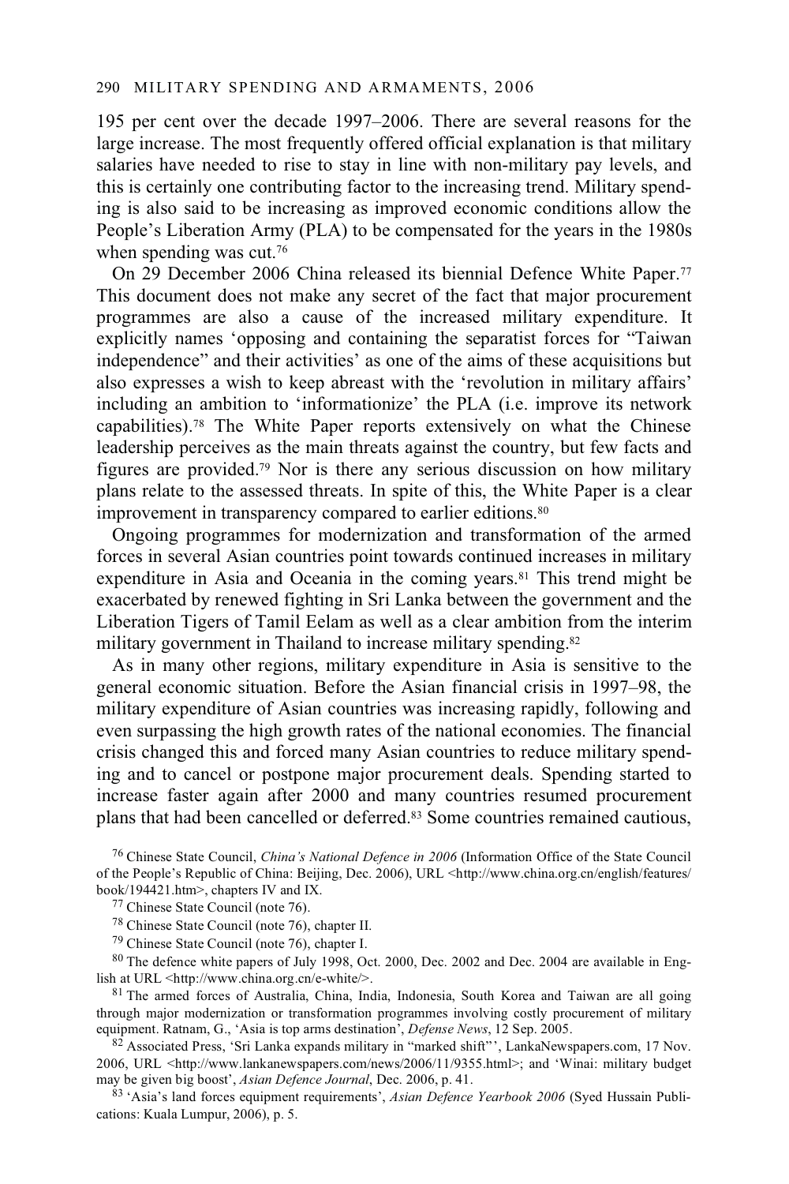195 per cent over the decade 1997–2006. There are several reasons for the large increase. The most frequently offered official explanation is that military salaries have needed to rise to stay in line with non-military pay levels, and this is certainly one contributing factor to the increasing trend. Military spending is also said to be increasing as improved economic conditions allow the People's Liberation Army (PLA) to be compensated for the years in the 1980s when spending was cut.[76]

On 29 December 2006 China released its biennial Defence White Paper.[77] This document does not make any secret of the fact that major procurement programmes are also a cause of the increased military expenditure. It explicitly names 'opposing and containing the separatist forces for "Taiwan independence" and their activities' as one of the aims of these acquisitions but also expresses a wish to keep abreast with the 'revolution in military affairs' including an ambition to 'informationize' the PLA (i.e. improve its network capabilities).[78] The White Paper reports extensively on what the Chinese leadership perceives as the main threats against the country, but few facts and figures are provided.[79] Nor is there any serious discussion on how military plans relate to the assessed threats. In spite of this, the White Paper is a clear improvement in transparency compared to earlier editions.[80]

Ongoing programmes for modernization and transformation of the armed forces in several Asian countries point towards continued increases in military expenditure in Asia and Oceania in the coming years.[81] This trend might be exacerbated by renewed fighting in Sri Lanka between the government and the Liberation Tigers of Tamil Eelam as well as a clear ambition from the interim military government in Thailand to increase military spending.[82]

As in many other regions, military expenditure in Asia is sensitive to the general economic situation. Before the Asian financial crisis in 1997–98, the military expenditure of Asian countries was increasing rapidly, following and even surpassing the high growth rates of the national economies. The financial crisis changed this and forced many Asian countries to reduce military spending and to cancel or postpone major procurement deals. Spending started to increase faster again after 2000 and many countries resumed procurement plans that had been cancelled or deferred.[83] Some countries remained cautious,

[76] Chinese State Council, *China's National Defence in 2006* (Information Office of the State Council of the People's Republic of China: Beijing, Dec. 2006), URL <http://www.china.org.cn/english/features/book/194421.htm>, chapters IV and IX.

[77] Chinese State Council (note 76).

[78] Chinese State Council (note 76), chapter II.

[79] Chinese State Council (note 76), chapter I.

[80] The defence white papers of July 1998, Oct. 2000, Dec. 2002 and Dec. 2004 are available in English at URL <http://www.china.org.cn/e-white/>.

[81] The armed forces of Australia, China, India, Indonesia, South Korea and Taiwan are all going through major modernization or transformation programmes involving costly procurement of military equipment. Ratnam, G., 'Asia is top arms destination', *Defense News*, 12 Sep. 2005.

[82] Associated Press, 'Sri Lanka expands military in "marked shift"', LankaNewspapers.com, 17 Nov. 2006, URL <http://www.lankanewspapers.com/news/2006/11/9355.html>; and 'Winai: military budget may be given big boost', *Asian Defence Journal*, Dec. 2006, p. 41.

[83] 'Asia's land forces equipment requirements', *Asian Defence Yearbook 2006* (Syed Hussain Publications: Kuala Lumpur, 2006), p. 5.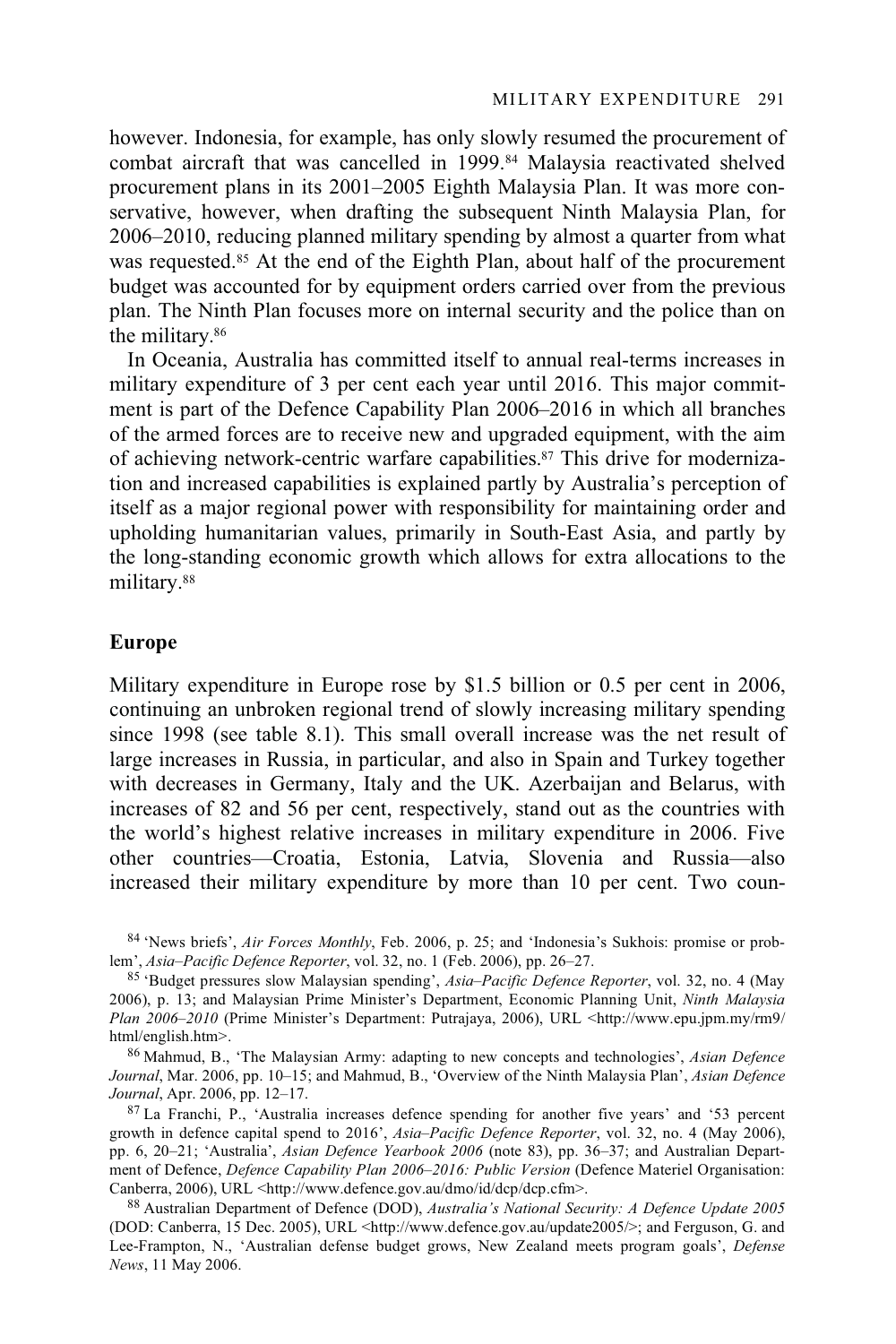however. Indonesia, for example, has only slowly resumed the procurement of combat aircraft that was cancelled in 1999.[84] Malaysia reactivated shelved procurement plans in its 2001–2005 Eighth Malaysia Plan. It was more conservative, however, when drafting the subsequent Ninth Malaysia Plan, for 2006–2010, reducing planned military spending by almost a quarter from what was requested.[85] At the end of the Eighth Plan, about half of the procurement budget was accounted for by equipment orders carried over from the previous plan. The Ninth Plan focuses more on internal security and the police than on the military.[86]

In Oceania, Australia has committed itself to annual real-terms increases in military expenditure of 3 per cent each year until 2016. This major commitment is part of the Defence Capability Plan 2006–2016 in which all branches of the armed forces are to receive new and upgraded equipment, with the aim of achieving network-centric warfare capabilities.[87] This drive for modernization and increased capabilities is explained partly by Australia's perception of itself as a major regional power with responsibility for maintaining order and upholding humanitarian values, primarily in South-East Asia, and partly by the long-standing economic growth which allows for extra allocations to the military.[88]

## Europe

Military expenditure in Europe rose by $1.5 billion or 0.5 per cent in 2006, continuing an unbroken regional trend of slowly increasing military spending since 1998 (see table 8.1). This small overall increase was the net result of large increases in Russia, in particular, and also in Spain and Turkey together with decreases in Germany, Italy and the UK. Azerbaijan and Belarus, with increases of 82 and 56 per cent, respectively, stand out as the countries with the world's highest relative increases in military expenditure in 2006. Five other countries—Croatia, Estonia, Latvia, Slovenia and Russia—also increased their military expenditure by more than 10 per cent. Two coun-

---

[84] 'News briefs', *Air Forces Monthly*, Feb. 2006, p. 25; and 'Indonesia's Sukhois: promise or problem', *Asia–Pacific Defence Reporter*, vol. 32, no. 1 (Feb. 2006), pp. 26–27.

[85] 'Budget pressures slow Malaysian spending', *Asia–Pacific Defence Reporter*, vol. 32, no. 4 (May 2006), p. 13; and Malaysian Prime Minister's Department, Economic Planning Unit, *Ninth Malaysia Plan 2006–2010* (Prime Minister's Department: Putrajaya, 2006), URL <http://www.epu.jpm.my/rm9/html/english.htm>.

[86] Mahmud, B., 'The Malaysian Army: adapting to new concepts and technologies', *Asian Defence Journal*, Mar. 2006, pp. 10–15; and Mahmud, B., 'Overview of the Ninth Malaysia Plan', *Asian Defence Journal*, Apr. 2006, pp. 12–17.

[87] La Franchi, P., 'Australia increases defence spending for another five years' and '53 percent growth in defence capital spend to 2016', *Asia–Pacific Defence Reporter*, vol. 32, no. 4 (May 2006), pp. 6, 20–21; 'Australia', *Asian Defence Yearbook 2006* (note 83), pp. 36–37; and Australian Department of Defence, *Defence Capability Plan 2006–2016: Public Version* (Defence Materiel Organisation: Canberra, 2006), URL <http://www.defence.gov.au/dmo/id/dcp/dcp.cfm>.

[88] Australian Department of Defence (DOD), *Australia's National Security: A Defence Update 2005* (DOD: Canberra, 15 Dec. 2005), URL <http://www.defence.gov.au/update2005/>; and Ferguson, G. and Lee-Frampton, N., 'Australian defense budget grows, New Zealand meets program goals', *Defense News*, 11 May 2006.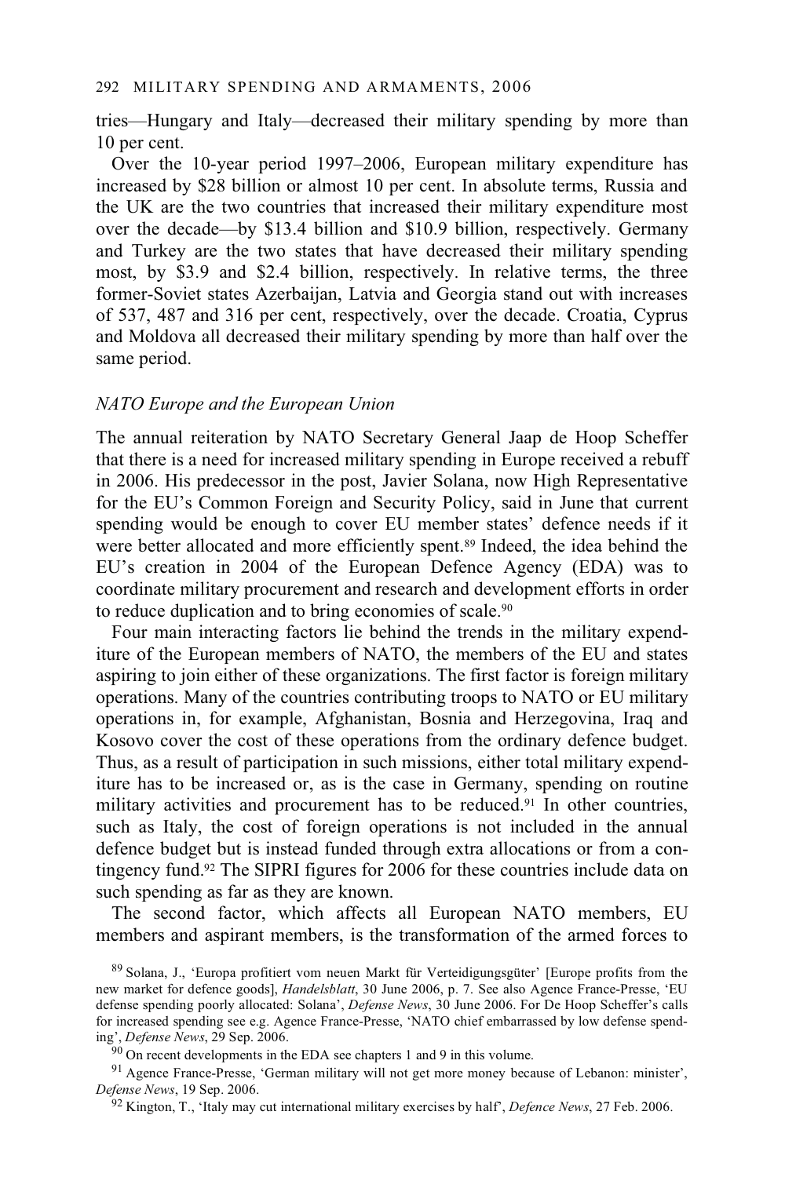tries—Hungary and Italy—decreased their military spending by more than 10 per cent.

Over the 10-year period 1997–2006, European military expenditure has increased by $28 billion or almost 10 per cent. In absolute terms, Russia and the UK are the two countries that increased their military expenditure most over the decade—by $13.4 billion and $10.9 billion, respectively. Germany and Turkey are the two states that have decreased their military spending most, by $3.9 and $2.4 billion, respectively. In relative terms, the three former-Soviet states Azerbaijan, Latvia and Georgia stand out with increases of 537, 487 and 316 per cent, respectively, over the decade. Croatia, Cyprus and Moldova all decreased their military spending by more than half over the same period.

### *NATO Europe and the European Union*

The annual reiteration by NATO Secretary General Jaap de Hoop Scheffer that there is a need for increased military spending in Europe received a rebuff in 2006. His predecessor in the post, Javier Solana, now High Representative for the EU's Common Foreign and Security Policy, said in June that current spending would be enough to cover EU member states' defence needs if it were better allocated and more efficiently spent.[89] Indeed, the idea behind the EU's creation in 2004 of the European Defence Agency (EDA) was to coordinate military procurement and research and development efforts in order to reduce duplication and to bring economies of scale.[90]

Four main interacting factors lie behind the trends in the military expenditure of the European members of NATO, the members of the EU and states aspiring to join either of these organizations. The first factor is foreign military operations. Many of the countries contributing troops to NATO or EU military operations in, for example, Afghanistan, Bosnia and Herzegovina, Iraq and Kosovo cover the cost of these operations from the ordinary defence budget. Thus, as a result of participation in such missions, either total military expenditure has to be increased or, as is the case in Germany, spending on routine military activities and procurement has to be reduced.[91] In other countries, such as Italy, the cost of foreign operations is not included in the annual defence budget but is instead funded through extra allocations or from a contingency fund.[92] The SIPRI figures for 2006 for these countries include data on such spending as far as they are known.

The second factor, which affects all European NATO members, EU members and aspirant members, is the transformation of the armed forces to

[89] Solana, J., 'Europa profitiert vom neuen Markt für Verteidigungsgüter' [Europe profits from the new market for defence goods], *Handelsblatt*, 30 June 2006, p. 7. See also Agence France-Presse, 'EU defense spending poorly allocated: Solana', *Defense News*, 30 June 2006. For De Hoop Scheffer's calls for increased spending see e.g. Agence France-Presse, 'NATO chief embarrassed by low defense spending', *Defense News*, 29 Sep. 2006.

[90] On recent developments in the EDA see chapters 1 and 9 in this volume.

[91] Agence France-Presse, 'German military will not get more money because of Lebanon: minister', *Defense News*, 19 Sep. 2006.

[92] Kington, T., 'Italy may cut international military exercises by half', *Defence News*, 27 Feb. 2006.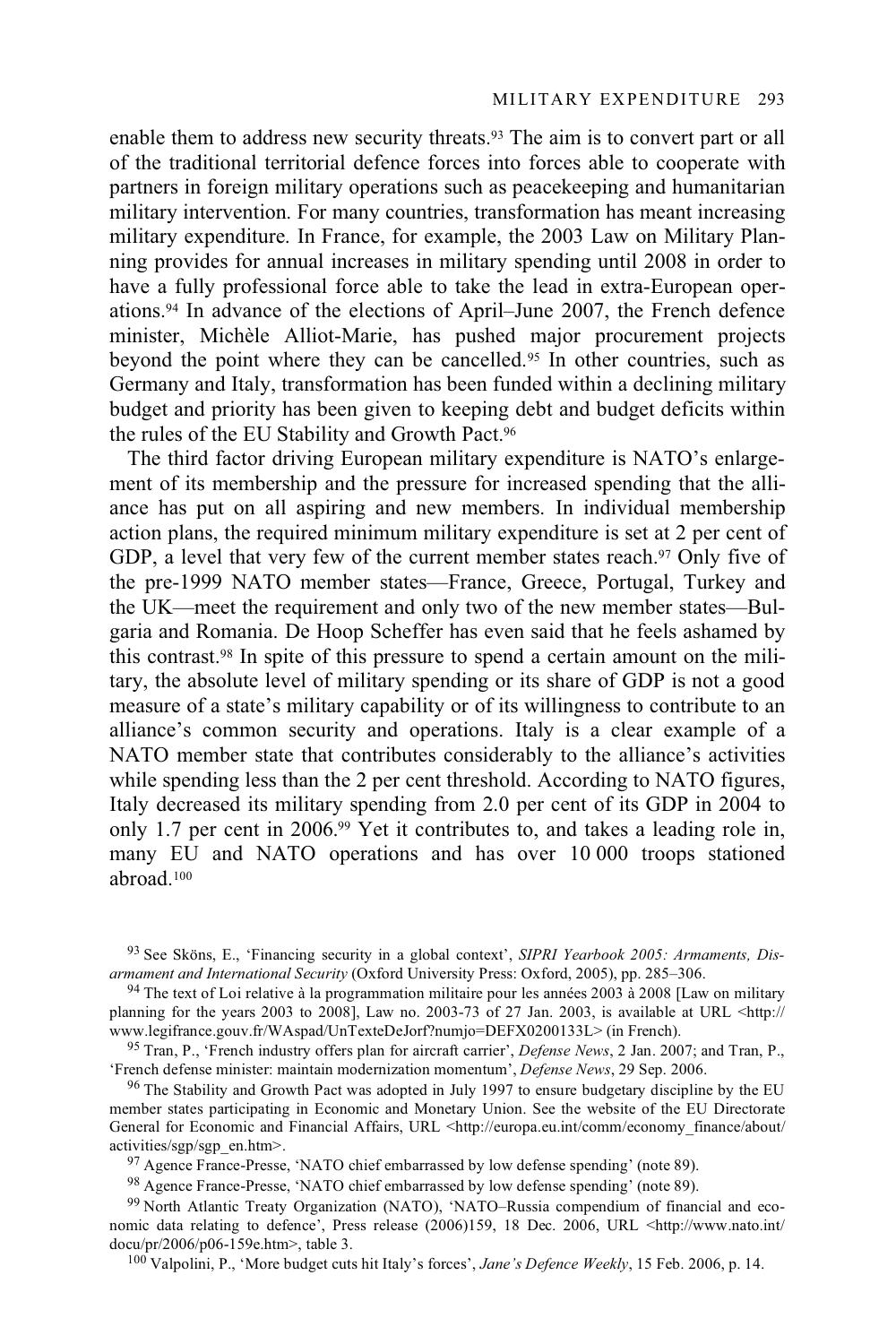enable them to address new security threats.[93] The aim is to convert part or all of the traditional territorial defence forces into forces able to cooperate with partners in foreign military operations such as peacekeeping and humanitarian military intervention. For many countries, transformation has meant increasing military expenditure. In France, for example, the 2003 Law on Military Planning provides for annual increases in military spending until 2008 in order to have a fully professional force able to take the lead in extra-European operations.[94] In advance of the elections of April–June 2007, the French defence minister, Michèle Alliot-Marie, has pushed major procurement projects beyond the point where they can be cancelled.[95] In other countries, such as Germany and Italy, transformation has been funded within a declining military budget and priority has been given to keeping debt and budget deficits within the rules of the EU Stability and Growth Pact.[96]

The third factor driving European military expenditure is NATO's enlargement of its membership and the pressure for increased spending that the alliance has put on all aspiring and new members. In individual membership action plans, the required minimum military expenditure is set at 2 per cent of GDP, a level that very few of the current member states reach.[97] Only five of the pre-1999 NATO member states—France, Greece, Portugal, Turkey and the UK—meet the requirement and only two of the new member states—Bulgaria and Romania. De Hoop Scheffer has even said that he feels ashamed by this contrast.[98] In spite of this pressure to spend a certain amount on the military, the absolute level of military spending or its share of GDP is not a good measure of a state's military capability or of its willingness to contribute to an alliance's common security and operations. Italy is a clear example of a NATO member state that contributes considerably to the alliance's activities while spending less than the 2 per cent threshold. According to NATO figures, Italy decreased its military spending from 2.0 per cent of its GDP in 2004 to only 1.7 per cent in 2006.[99] Yet it contributes to, and takes a leading role in, many EU and NATO operations and has over 10 000 troops stationed abroad.[100]

[93] See Sköns, E., 'Financing security in a global context', *SIPRI Yearbook 2005: Armaments, Disarmament and International Security* (Oxford University Press: Oxford, 2005), pp. 285–306.

[94] The text of Loi relative à la programmation militaire pour les années 2003 à 2008 [Law on military planning for the years 2003 to 2008], Law no. 2003-73 of 27 Jan. 2003, is available at URL <http://www.legifrance.gouv.fr/WAspad/UnTexteDeJorf?numjo=DEFX0200133L> (in French).

[95] Tran, P., 'French industry offers plan for aircraft carrier', *Defense News*, 2 Jan. 2007; and Tran, P., 'French defense minister: maintain modernization momentum', *Defense News*, 29 Sep. 2006.

[96] The Stability and Growth Pact was adopted in July 1997 to ensure budgetary discipline by the EU member states participating in Economic and Monetary Union. See the website of the EU Directorate General for Economic and Financial Affairs, URL <http://europa.eu.int/comm/economy_finance/about/activities/sgp/sgp_en.htm>.

[97] Agence France-Presse, 'NATO chief embarrassed by low defense spending' (note 89).

[98] Agence France-Presse, 'NATO chief embarrassed by low defense spending' (note 89).

[99] North Atlantic Treaty Organization (NATO), 'NATO–Russia compendium of financial and economic data relating to defence', Press release (2006)159, 18 Dec. 2006, URL <http://www.nato.int/docu/pr/2006/p06-159e.htm>, table 3.

[100] Valpolini, P., 'More budget cuts hit Italy's forces', *Jane's Defence Weekly*, 15 Feb. 2006, p. 14.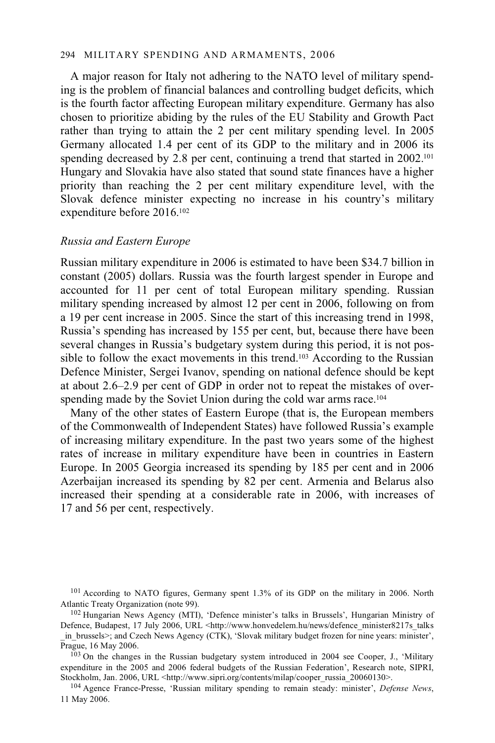A major reason for Italy not adhering to the NATO level of military spending is the problem of financial balances and controlling budget deficits, which is the fourth factor affecting European military expenditure. Germany has also chosen to prioritize abiding by the rules of the EU Stability and Growth Pact rather than trying to attain the 2 per cent military spending level. In 2005 Germany allocated 1.4 per cent of its GDP to the military and in 2006 its spending decreased by 2.8 per cent, continuing a trend that started in 2002.[101] Hungary and Slovakia have also stated that sound state finances have a higher priority than reaching the 2 per cent military expenditure level, with the Slovak defence minister expecting no increase in his country's military expenditure before 2016.[102]

### *Russia and Eastern Europe*

Russian military expenditure in 2006 is estimated to have been $34.7 billion in constant (2005) dollars. Russia was the fourth largest spender in Europe and accounted for 11 per cent of total European military spending. Russian military spending increased by almost 12 per cent in 2006, following on from a 19 per cent increase in 2005. Since the start of this increasing trend in 1998, Russia's spending has increased by 155 per cent, but, because there have been several changes in Russia's budgetary system during this period, it is not possible to follow the exact movements in this trend.[103] According to the Russian Defence Minister, Sergei Ivanov, spending on national defence should be kept at about 2.6–2.9 per cent of GDP in order not to repeat the mistakes of overspending made by the Soviet Union during the cold war arms race.[104]

Many of the other states of Eastern Europe (that is, the European members of the Commonwealth of Independent States) have followed Russia's example of increasing military expenditure. In the past two years some of the highest rates of increase in military expenditure have been in countries in Eastern Europe. In 2005 Georgia increased its spending by 185 per cent and in 2006 Azerbaijan increased its spending by 82 per cent. Armenia and Belarus also increased their spending at a considerable rate in 2006, with increases of 17 and 56 per cent, respectively.

[101] According to NATO figures, Germany spent 1.3% of its GDP on the military in 2006. North Atlantic Treaty Organization (note 99).

[102] Hungarian News Agency (MTI), 'Defence minister's talks in Brussels', Hungarian Ministry of Defence, Budapest, 17 July 2006, URL <http://www.honvedelem.hu/news/defence_minister8217s_talks_in_brussels>; and Czech News Agency (CTK), 'Slovak military budget frozen for nine years: minister', Prague, 16 May 2006.

[103] On the changes in the Russian budgetary system introduced in 2004 see Cooper, J., 'Military expenditure in the 2005 and 2006 federal budgets of the Russian Federation', Research note, SIPRI, Stockholm, Jan. 2006, URL <http://www.sipri.org/contents/milap/cooper_russia_20060130>.

[104] Agence France-Presse, 'Russian military spending to remain steady: minister', *Defense News*, 11 May 2006.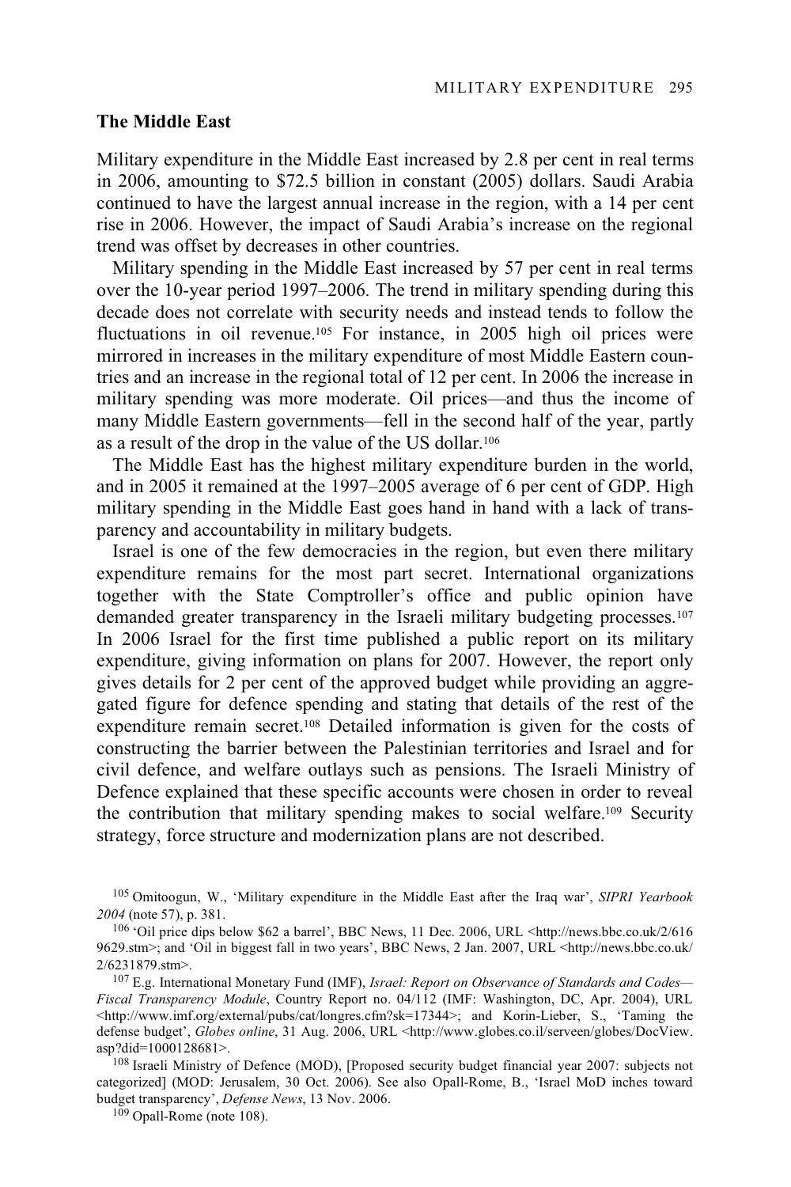## The Middle East

Military expenditure in the Middle East increased by 2.8 per cent in real terms in 2006, amounting to $72.5 billion in constant (2005) dollars. Saudi Arabia continued to have the largest annual increase in the region, with a 14 per cent rise in 2006. However, the impact of Saudi Arabia's increase on the regional trend was offset by decreases in other countries.

Military spending in the Middle East increased by 57 per cent in real terms over the 10-year period 1997–2006. The trend in military spending during this decade does not correlate with security needs and instead tends to follow the fluctuations in oil revenue.[105] For instance, in 2005 high oil prices were mirrored in increases in the military expenditure of most Middle Eastern countries and an increase in the regional total of 12 per cent. In 2006 the increase in military spending was more moderate. Oil prices—and thus the income of many Middle Eastern governments—fell in the second half of the year, partly as a result of the drop in the value of the US dollar.[106]

The Middle East has the highest military expenditure burden in the world, and in 2005 it remained at the 1997–2005 average of 6 per cent of GDP. High military spending in the Middle East goes hand in hand with a lack of transparency and accountability in military budgets.

Israel is one of the few democracies in the region, but even there military expenditure remains for the most part secret. International organizations together with the State Comptroller's office and public opinion have demanded greater transparency in the Israeli military budgeting processes.[107] In 2006 Israel for the first time published a public report on its military expenditure, giving information on plans for 2007. However, the report only gives details for 2 per cent of the approved budget while providing an aggregated figure for defence spending and stating that details of the rest of the expenditure remain secret.[108] Detailed information is given for the costs of constructing the barrier between the Palestinian territories and Israel and for civil defence, and welfare outlays such as pensions. The Israeli Ministry of Defence explained that these specific accounts were chosen in order to reveal the contribution that military spending makes to social welfare.[109] Security strategy, force structure and modernization plans are not described.

---

[105] Omitoogun, W., 'Military expenditure in the Middle East after the Iraq war', *SIPRI Yearbook 2004* (note 57), p. 381.

[106] 'Oil price dips below $62 a barrel', BBC News, 11 Dec. 2006, URL <http://news.bbc.co.uk/2/6169629.stm>; and 'Oil in biggest fall in two years', BBC News, 2 Jan. 2007, URL <http://news.bbc.co.uk/2/6231879.stm>.

[107] E.g. International Monetary Fund (IMF), *Israel: Report on Observance of Standards and Codes—Fiscal Transparency Module*, Country Report no. 04/112 (IMF: Washington, DC, Apr. 2004), URL <http://www.imf.org/external/pubs/cat/longres.cfm?sk=17344>; and Korin-Lieber, S., 'Taming the defense budget', *Globes online*, 31 Aug. 2006, URL <http://www.globes.co.il/serveen/globes/DocView.asp?did=1000128681>.

[108] Israeli Ministry of Defence (MOD), [Proposed security budget financial year 2007: subjects not categorized] (MOD: Jerusalem, 30 Oct. 2006). See also Opall-Rome, B., 'Israel MoD inches toward budget transparency', *Defense News*, 13 Nov. 2006.

[109] Opall-Rome (note 108).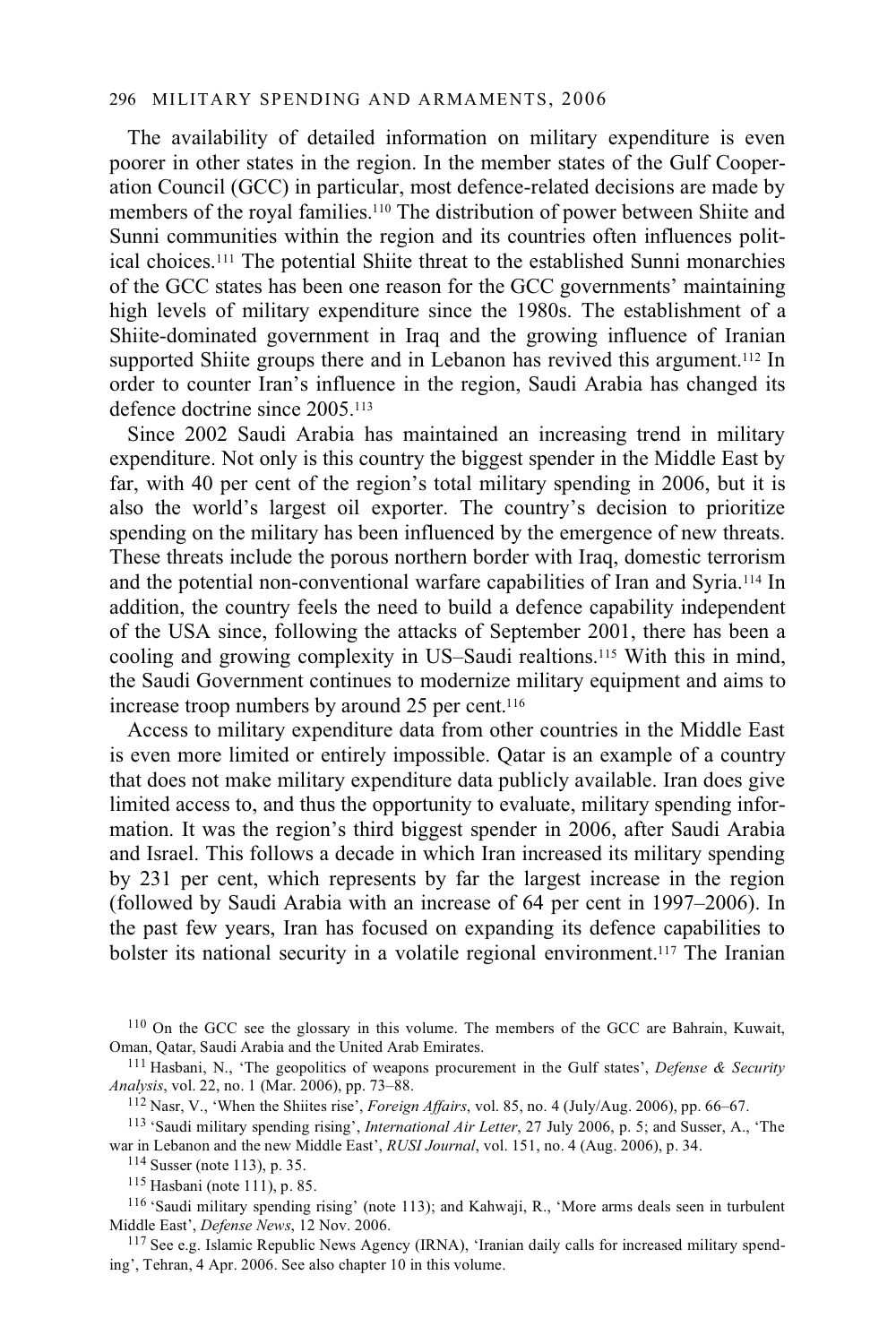The availability of detailed information on military expenditure is even poorer in other states in the region. In the member states of the Gulf Cooperation Council (GCC) in particular, most defence-related decisions are made by members of the royal families.[110] The distribution of power between Shiite and Sunni communities within the region and its countries often influences political choices.[111] The potential Shiite threat to the established Sunni monarchies of the GCC states has been one reason for the GCC governments' maintaining high levels of military expenditure since the 1980s. The establishment of a Shiite-dominated government in Iraq and the growing influence of Iranian supported Shiite groups there and in Lebanon has revived this argument.[112] In order to counter Iran's influence in the region, Saudi Arabia has changed its defence doctrine since 2005.[113]

Since 2002 Saudi Arabia has maintained an increasing trend in military expenditure. Not only is this country the biggest spender in the Middle East by far, with 40 per cent of the region's total military spending in 2006, but it is also the world's largest oil exporter. The country's decision to prioritize spending on the military has been influenced by the emergence of new threats. These threats include the porous northern border with Iraq, domestic terrorism and the potential non-conventional warfare capabilities of Iran and Syria.[114] In addition, the country feels the need to build a defence capability independent of the USA since, following the attacks of September 2001, there has been a cooling and growing complexity in US–Saudi realtions.[115] With this in mind, the Saudi Government continues to modernize military equipment and aims to increase troop numbers by around 25 per cent.[116]

Access to military expenditure data from other countries in the Middle East is even more limited or entirely impossible. Qatar is an example of a country that does not make military expenditure data publicly available. Iran does give limited access to, and thus the opportunity to evaluate, military spending information. It was the region's third biggest spender in 2006, after Saudi Arabia and Israel. This follows a decade in which Iran increased its military spending by 231 per cent, which represents by far the largest increase in the region (followed by Saudi Arabia with an increase of 64 per cent in 1997–2006). In the past few years, Iran has focused on expanding its defence capabilities to bolster its national security in a volatile regional environment.[117] The Iranian

[110] On the GCC see the glossary in this volume. The members of the GCC are Bahrain, Kuwait, Oman, Qatar, Saudi Arabia and the United Arab Emirates.

[111] Hasbani, N., 'The geopolitics of weapons procurement in the Gulf states', *Defense & Security Analysis*, vol. 22, no. 1 (Mar. 2006), pp. 73–88.

[112] Nasr, V., 'When the Shiites rise', *Foreign Affairs*, vol. 85, no. 4 (July/Aug. 2006), pp. 66–67.

[113] 'Saudi military spending rising', *International Air Letter*, 27 July 2006, p. 5; and Susser, A., 'The war in Lebanon and the new Middle East', *RUSI Journal*, vol. 151, no. 4 (Aug. 2006), p. 34.

[114] Susser (note 113), p. 35.

[115] Hasbani (note 111), p. 85.

[116] 'Saudi military spending rising' (note 113); and Kahwaji, R., 'More arms deals seen in turbulent Middle East', *Defense News*, 12 Nov. 2006.

[117] See e.g. Islamic Republic News Agency (IRNA), 'Iranian daily calls for increased military spending', Tehran, 4 Apr. 2006. See also chapter 10 in this volume.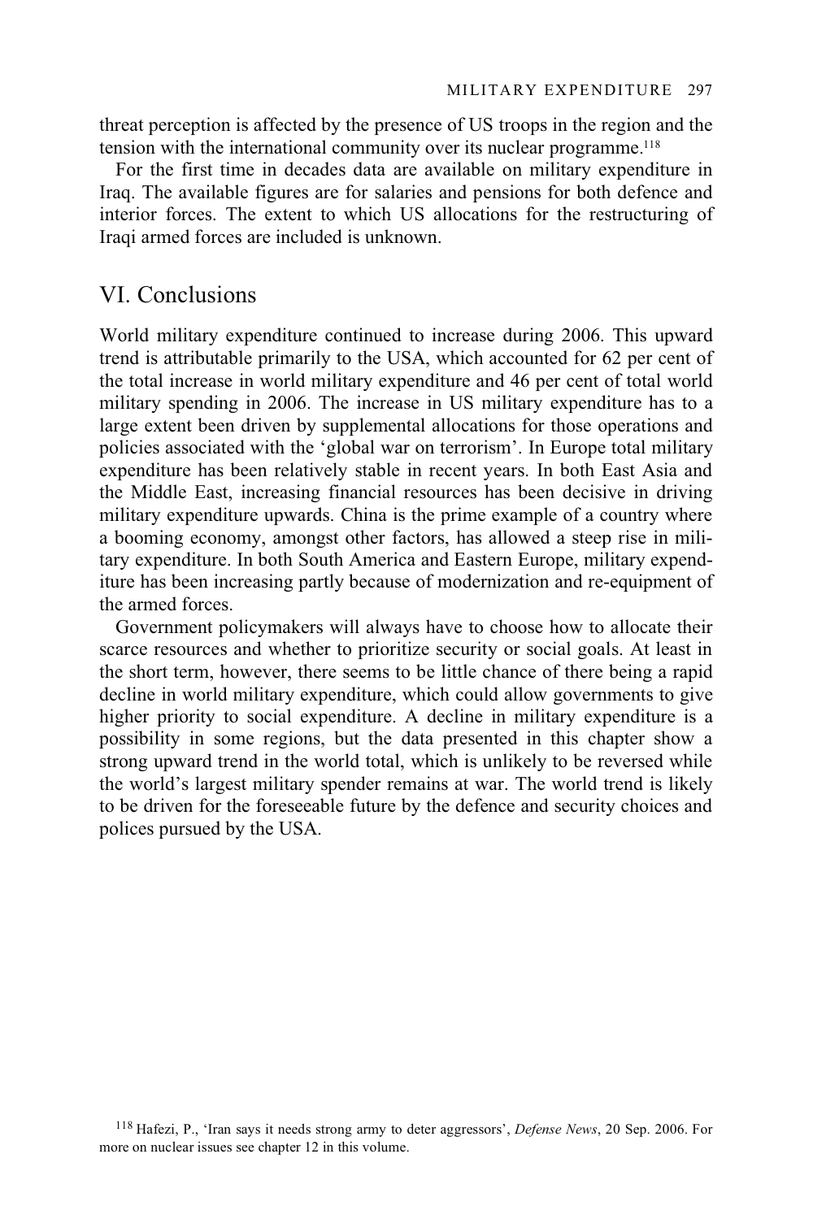threat perception is affected by the presence of US troops in the region and the tension with the international community over its nuclear programme.[118]

For the first time in decades data are available on military expenditure in Iraq. The available figures are for salaries and pensions for both defence and interior forces. The extent to which US allocations for the restructuring of Iraqi armed forces are included is unknown.

## VI. Conclusions

World military expenditure continued to increase during 2006. This upward trend is attributable primarily to the USA, which accounted for 62 per cent of the total increase in world military expenditure and 46 per cent of total world military spending in 2006. The increase in US military expenditure has to a large extent been driven by supplemental allocations for those operations and policies associated with the 'global war on terrorism'. In Europe total military expenditure has been relatively stable in recent years. In both East Asia and the Middle East, increasing financial resources has been decisive in driving military expenditure upwards. China is the prime example of a country where a booming economy, amongst other factors, has allowed a steep rise in military expenditure. In both South America and Eastern Europe, military expenditure has been increasing partly because of modernization and re-equipment of the armed forces.

Government policymakers will always have to choose how to allocate their scarce resources and whether to prioritize security or social goals. At least in the short term, however, there seems to be little chance of there being a rapid decline in world military expenditure, which could allow governments to give higher priority to social expenditure. A decline in military expenditure is a possibility in some regions, but the data presented in this chapter show a strong upward trend in the world total, which is unlikely to be reversed while the world's largest military spender remains at war. The world trend is likely to be driven for the foreseeable future by the defence and security choices and polices pursued by the USA.

[118] Hafezi, P., 'Iran says it needs strong army to deter aggressors', *Defense News*, 20 Sep. 2006. For more on nuclear issues see chapter 12 in this volume.